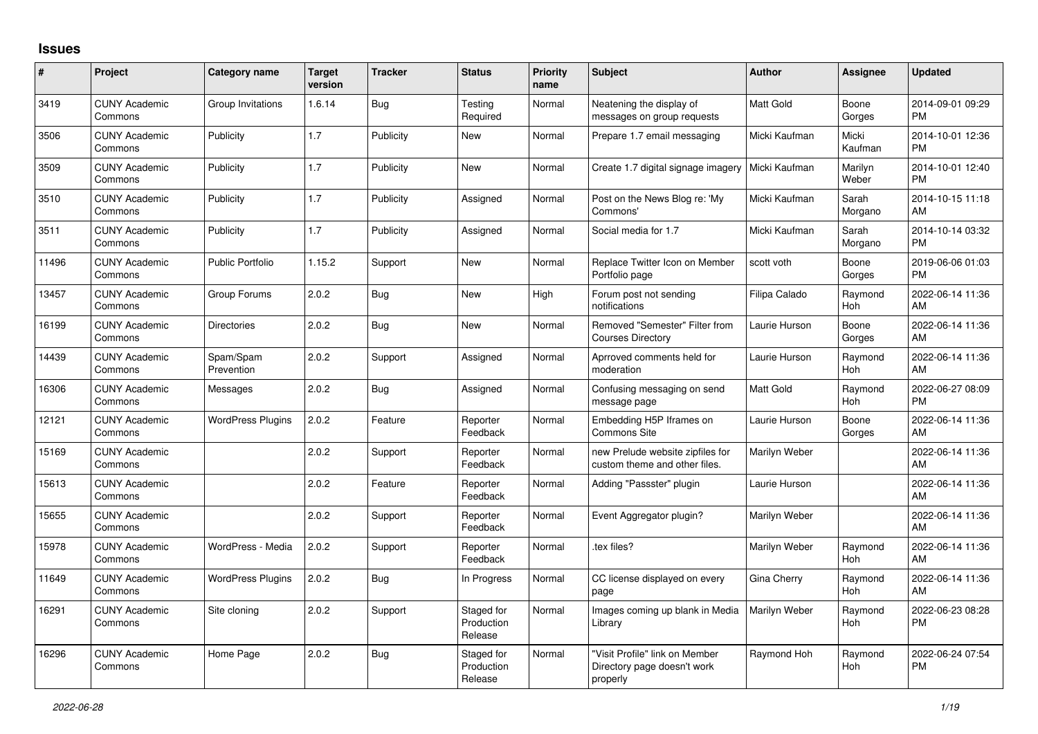## Issues

| # | Project | Category name | Target version | Tracker | Status | Priority name | Subject | Author | Assignee | Updated |
|---|---|---|---|---|---|---|---|---|---|---|
| 3419 | CUNY Academic Commons | Group Invitations | 1.6.14 | Bug | Testing Required | Normal | Neatening the display of messages on group requests | Matt Gold | Boone Gorges | 2014-09-01 09:29 PM |
| 3506 | CUNY Academic Commons | Publicity | 1.7 | Publicity | New | Normal | Prepare 1.7 email messaging | Micki Kaufman | Micki Kaufman | 2014-10-01 12:36 PM |
| 3509 | CUNY Academic Commons | Publicity | 1.7 | Publicity | New | Normal | Create 1.7 digital signage imagery | Micki Kaufman | Marilyn Weber | 2014-10-01 12:40 PM |
| 3510 | CUNY Academic Commons | Publicity | 1.7 | Publicity | Assigned | Normal | Post on the News Blog re: 'My Commons' | Micki Kaufman | Sarah Morgano | 2014-10-15 11:18 AM |
| 3511 | CUNY Academic Commons | Publicity | 1.7 | Publicity | Assigned | Normal | Social media for 1.7 | Micki Kaufman | Sarah Morgano | 2014-10-14 03:32 PM |
| 11496 | CUNY Academic Commons | Public Portfolio | 1.15.2 | Support | New | Normal | Replace Twitter Icon on Member Portfolio page | scott voth | Boone Gorges | 2019-06-06 01:03 PM |
| 13457 | CUNY Academic Commons | Group Forums | 2.0.2 | Bug | New | High | Forum post not sending notifications | Filipa Calado | Raymond Hoh | 2022-06-14 11:36 AM |
| 16199 | CUNY Academic Commons | Directories | 2.0.2 | Bug | New | Normal | Removed "Semester" Filter from Courses Directory | Laurie Hurson | Boone Gorges | 2022-06-14 11:36 AM |
| 14439 | CUNY Academic Commons | Spam/Spam Prevention | 2.0.2 | Support | Assigned | Normal | Aprroved comments held for moderation | Laurie Hurson | Raymond Hoh | 2022-06-14 11:36 AM |
| 16306 | CUNY Academic Commons | Messages | 2.0.2 | Bug | Assigned | Normal | Confusing messaging on send message page | Matt Gold | Raymond Hoh | 2022-06-27 08:09 PM |
| 12121 | CUNY Academic Commons | WordPress Plugins | 2.0.2 | Feature | Reporter Feedback | Normal | Embedding H5P Iframes on Commons Site | Laurie Hurson | Boone Gorges | 2022-06-14 11:36 AM |
| 15169 | CUNY Academic Commons | | 2.0.2 | Support | Reporter Feedback | Normal | new Prelude website zipfiles for custom theme and other files. | Marilyn Weber | | 2022-06-14 11:36 AM |
| 15613 | CUNY Academic Commons | | 2.0.2 | Feature | Reporter Feedback | Normal | Adding "Passster" plugin | Laurie Hurson | | 2022-06-14 11:36 AM |
| 15655 | CUNY Academic Commons | | 2.0.2 | Support | Reporter Feedback | Normal | Event Aggregator plugin? | Marilyn Weber | | 2022-06-14 11:36 AM |
| 15978 | CUNY Academic Commons | WordPress - Media | 2.0.2 | Support | Reporter Feedback | Normal | .tex files? | Marilyn Weber | Raymond Hoh | 2022-06-14 11:36 AM |
| 11649 | CUNY Academic Commons | WordPress Plugins | 2.0.2 | Bug | In Progress | Normal | CC license displayed on every page | Gina Cherry | Raymond Hoh | 2022-06-14 11:36 AM |
| 16291 | CUNY Academic Commons | Site cloning | 2.0.2 | Support | Staged for Production Release | Normal | Images coming up blank in Media Library | Marilyn Weber | Raymond Hoh | 2022-06-23 08:28 PM |
| 16296 | CUNY Academic Commons | Home Page | 2.0.2 | Bug | Staged for Production Release | Normal | "Visit Profile" link on Member Directory page doesn't work properly | Raymond Hoh | Raymond Hoh | 2022-06-24 07:54 PM |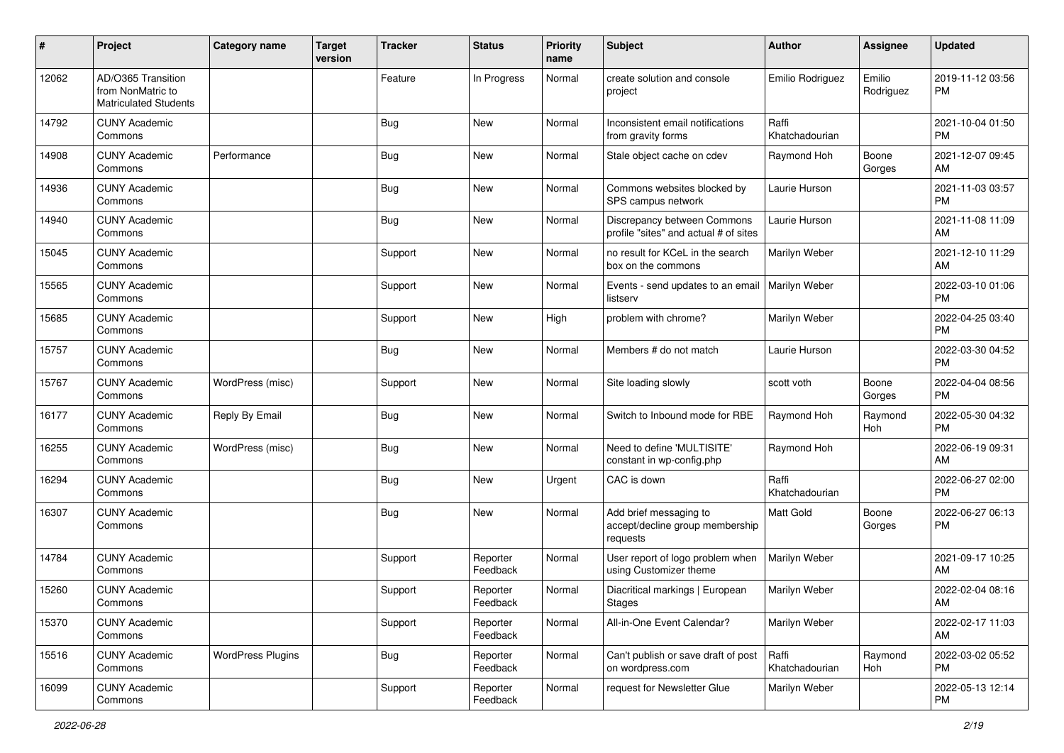| # | Project | Category name | Target version | Tracker | Status | Priority name | Subject | Author | Assignee | Updated |
|---|---|---|---|---|---|---|---|---|---|---|
| 12062 | AD/O365 Transition from NonMatric to Matriculated Students | | | Feature | In Progress | Normal | create solution and console project | Emilio Rodriguez | Emilio Rodriguez | 2019-11-12 03:56 PM |
| 14792 | CUNY Academic Commons | | | Bug | New | Normal | Inconsistent email notifications from gravity forms | Raffi Khatchadourian | | 2021-10-04 01:50 PM |
| 14908 | CUNY Academic Commons | Performance | | Bug | New | Normal | Stale object cache on cdev | Raymond Hoh | Boone Gorges | 2021-12-07 09:45 AM |
| 14936 | CUNY Academic Commons | | | Bug | New | Normal | Commons websites blocked by SPS campus network | Laurie Hurson | | 2021-11-03 03:57 PM |
| 14940 | CUNY Academic Commons | | | Bug | New | Normal | Discrepancy between Commons profile "sites" and actual # of sites | Laurie Hurson | | 2021-11-08 11:09 AM |
| 15045 | CUNY Academic Commons | | | Support | New | Normal | no result for KCeL in the search box on the commons | Marilyn Weber | | 2021-12-10 11:29 AM |
| 15565 | CUNY Academic Commons | | | Support | New | Normal | Events - send updates to an email listserv | Marilyn Weber | | 2022-03-10 01:06 PM |
| 15685 | CUNY Academic Commons | | | Support | New | High | problem with chrome? | Marilyn Weber | | 2022-04-25 03:40 PM |
| 15757 | CUNY Academic Commons | | | Bug | New | Normal | Members # do not match | Laurie Hurson | | 2022-03-30 04:52 PM |
| 15767 | CUNY Academic Commons | WordPress (misc) | | Support | New | Normal | Site loading slowly | scott voth | Boone Gorges | 2022-04-04 08:56 PM |
| 16177 | CUNY Academic Commons | Reply By Email | | Bug | New | Normal | Switch to Inbound mode for RBE | Raymond Hoh | Raymond Hoh | 2022-05-30 04:32 PM |
| 16255 | CUNY Academic Commons | WordPress (misc) | | Bug | New | Normal | Need to define 'MULTISITE' constant in wp-config.php | Raymond Hoh | | 2022-06-19 09:31 AM |
| 16294 | CUNY Academic Commons | | | Bug | New | Urgent | CAC is down | Raffi Khatchadourian | | 2022-06-27 02:00 PM |
| 16307 | CUNY Academic Commons | | | Bug | New | Normal | Add brief messaging to accept/decline group membership requests | Matt Gold | Boone Gorges | 2022-06-27 06:13 PM |
| 14784 | CUNY Academic Commons | | | Support | Reporter Feedback | Normal | User report of logo problem when using Customizer theme | Marilyn Weber | | 2021-09-17 10:25 AM |
| 15260 | CUNY Academic Commons | | | Support | Reporter Feedback | Normal | Diacritical markings \| European Stages | Marilyn Weber | | 2022-02-04 08:16 AM |
| 15370 | CUNY Academic Commons | | | Support | Reporter Feedback | Normal | All-in-One Event Calendar? | Marilyn Weber | | 2022-02-17 11:03 AM |
| 15516 | CUNY Academic Commons | WordPress Plugins | | Bug | Reporter Feedback | Normal | Can't publish or save draft of post on wordpress.com | Raffi Khatchadourian | Raymond Hoh | 2022-03-02 05:52 PM |
| 16099 | CUNY Academic Commons | | | Support | Reporter Feedback | Normal | request for Newsletter Glue | Marilyn Weber | | 2022-05-13 12:14 PM |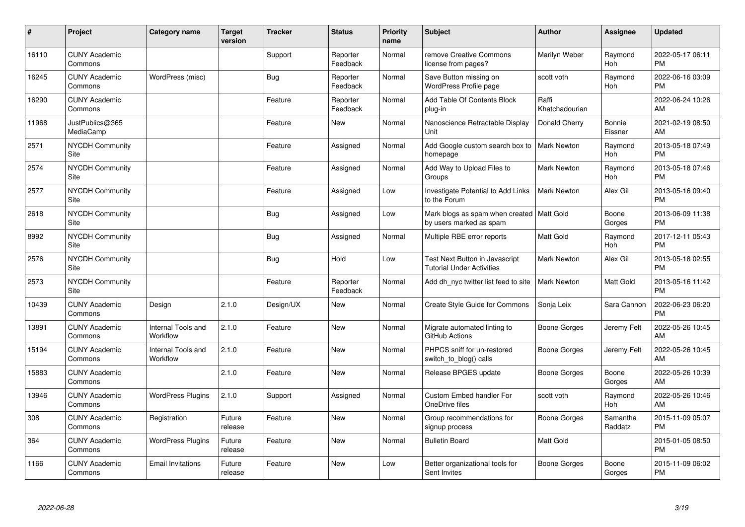| # | Project | Category name | Target version | Tracker | Status | Priority name | Subject | Author | Assignee | Updated |
|---|---|---|---|---|---|---|---|---|---|---|
| 16110 | CUNY Academic Commons | | | Support | Reporter Feedback | Normal | remove Creative Commons license from pages? | Marilyn Weber | Raymond Hoh | 2022-05-17 06:11 PM |
| 16245 | CUNY Academic Commons | WordPress (misc) | | Bug | Reporter Feedback | Normal | Save Button missing on WordPress Profile page | scott voth | Raymond Hoh | 2022-06-16 03:09 PM |
| 16290 | CUNY Academic Commons | | | Feature | Reporter Feedback | Normal | Add Table Of Contents Block plug-in | Raffi Khatchadourian | | 2022-06-24 10:26 AM |
| 11968 | JustPublics@365 MediaCamp | | | Feature | New | Normal | Nanoscience Retractable Display Unit | Donald Cherry | Bonnie Eissner | 2021-02-19 08:50 AM |
| 2571 | NYCDH Community Site | | | Feature | Assigned | Normal | Add Google custom search box to homepage | Mark Newton | Raymond Hoh | 2013-05-18 07:49 PM |
| 2574 | NYCDH Community Site | | | Feature | Assigned | Normal | Add Way to Upload Files to Groups | Mark Newton | Raymond Hoh | 2013-05-18 07:46 PM |
| 2577 | NYCDH Community Site | | | Feature | Assigned | Low | Investigate Potential to Add Links to the Forum | Mark Newton | Alex Gil | 2013-05-16 09:40 PM |
| 2618 | NYCDH Community Site | | | Bug | Assigned | Low | Mark blogs as spam when created by users marked as spam | Matt Gold | Boone Gorges | 2013-06-09 11:38 PM |
| 8992 | NYCDH Community Site | | | Bug | Assigned | Normal | Multiple RBE error reports | Matt Gold | Raymond Hoh | 2017-12-11 05:43 PM |
| 2576 | NYCDH Community Site | | | Bug | Hold | Low | Test Next Button in Javascript Tutorial Under Activities | Mark Newton | Alex Gil | 2013-05-18 02:55 PM |
| 2573 | NYCDH Community Site | | | Feature | Reporter Feedback | Normal | Add dh_nyc twitter list feed to site | Mark Newton | Matt Gold | 2013-05-16 11:42 PM |
| 10439 | CUNY Academic Commons | Design | 2.1.0 | Design/UX | New | Normal | Create Style Guide for Commons | Sonja Leix | Sara Cannon | 2022-06-23 06:20 PM |
| 13891 | CUNY Academic Commons | Internal Tools and Workflow | 2.1.0 | Feature | New | Normal | Migrate automated linting to GitHub Actions | Boone Gorges | Jeremy Felt | 2022-05-26 10:45 AM |
| 15194 | CUNY Academic Commons | Internal Tools and Workflow | 2.1.0 | Feature | New | Normal | PHPCS sniff for un-restored switch_to_blog() calls | Boone Gorges | Jeremy Felt | 2022-05-26 10:45 AM |
| 15883 | CUNY Academic Commons | | 2.1.0 | Feature | New | Normal | Release BPGES update | Boone Gorges | Boone Gorges | 2022-05-26 10:39 AM |
| 13946 | CUNY Academic Commons | WordPress Plugins | 2.1.0 | Support | Assigned | Normal | Custom Embed handler For OneDrive files | scott voth | Raymond Hoh | 2022-05-26 10:46 AM |
| 308 | CUNY Academic Commons | Registration | Future release | Feature | New | Normal | Group recommendations for signup process | Boone Gorges | Samantha Raddatz | 2015-11-09 05:07 PM |
| 364 | CUNY Academic Commons | WordPress Plugins | Future release | Feature | New | Normal | Bulletin Board | Matt Gold | | 2015-01-05 08:50 PM |
| 1166 | CUNY Academic Commons | Email Invitations | Future release | Feature | New | Low | Better organizational tools for Sent Invites | Boone Gorges | Boone Gorges | 2015-11-09 06:02 PM |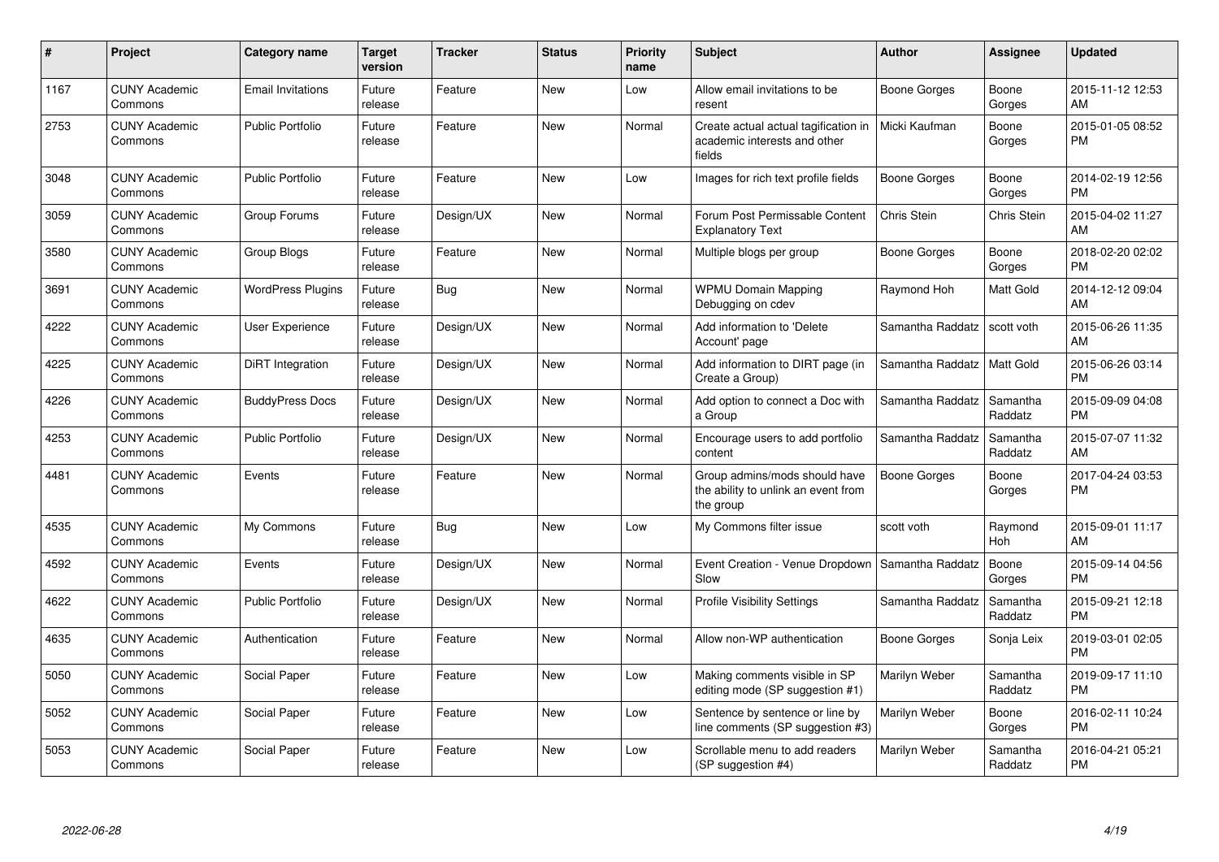| # | Project | Category name | Target version | Tracker | Status | Priority name | Subject | Author | Assignee | Updated |
|---|---|---|---|---|---|---|---|---|---|---|
| 1167 | CUNY Academic Commons | Email Invitations | Future release | Feature | New | Low | Allow email invitations to be resent | Boone Gorges | Boone Gorges | 2015-11-12 12:53 AM |
| 2753 | CUNY Academic Commons | Public Portfolio | Future release | Feature | New | Normal | Create actual actual tagification in academic interests and other fields | Micki Kaufman | Boone Gorges | 2015-01-05 08:52 PM |
| 3048 | CUNY Academic Commons | Public Portfolio | Future release | Feature | New | Low | Images for rich text profile fields | Boone Gorges | Boone Gorges | 2014-02-19 12:56 PM |
| 3059 | CUNY Academic Commons | Group Forums | Future release | Design/UX | New | Normal | Forum Post Permissable Content Explanatory Text | Chris Stein | Chris Stein | 2015-04-02 11:27 AM |
| 3580 | CUNY Academic Commons | Group Blogs | Future release | Feature | New | Normal | Multiple blogs per group | Boone Gorges | Boone Gorges | 2018-02-20 02:02 PM |
| 3691 | CUNY Academic Commons | WordPress Plugins | Future release | Bug | New | Normal | WPMU Domain Mapping Debugging on cdev | Raymond Hoh | Matt Gold | 2014-12-12 09:04 AM |
| 4222 | CUNY Academic Commons | User Experience | Future release | Design/UX | New | Normal | Add information to 'Delete Account' page | Samantha Raddatz | scott voth | 2015-06-26 11:35 AM |
| 4225 | CUNY Academic Commons | DiRT Integration | Future release | Design/UX | New | Normal | Add information to DIRT page (in Create a Group) | Samantha Raddatz | Matt Gold | 2015-06-26 03:14 PM |
| 4226 | CUNY Academic Commons | BuddyPress Docs | Future release | Design/UX | New | Normal | Add option to connect a Doc with a Group | Samantha Raddatz | Samantha Raddatz | 2015-09-09 04:08 PM |
| 4253 | CUNY Academic Commons | Public Portfolio | Future release | Design/UX | New | Normal | Encourage users to add portfolio content | Samantha Raddatz | Samantha Raddatz | 2015-07-07 11:32 AM |
| 4481 | CUNY Academic Commons | Events | Future release | Feature | New | Normal | Group admins/mods should have the ability to unlink an event from the group | Boone Gorges | Boone Gorges | 2017-04-24 03:53 PM |
| 4535 | CUNY Academic Commons | My Commons | Future release | Bug | New | Low | My Commons filter issue | scott voth | Raymond Hoh | 2015-09-01 11:17 AM |
| 4592 | CUNY Academic Commons | Events | Future release | Design/UX | New | Normal | Event Creation - Venue Dropdown Slow | Samantha Raddatz | Boone Gorges | 2015-09-14 04:56 PM |
| 4622 | CUNY Academic Commons | Public Portfolio | Future release | Design/UX | New | Normal | Profile Visibility Settings | Samantha Raddatz | Samantha Raddatz | 2015-09-21 12:18 PM |
| 4635 | CUNY Academic Commons | Authentication | Future release | Feature | New | Normal | Allow non-WP authentication | Boone Gorges | Sonja Leix | 2019-03-01 02:05 PM |
| 5050 | CUNY Academic Commons | Social Paper | Future release | Feature | New | Low | Making comments visible in SP editing mode (SP suggestion #1) | Marilyn Weber | Samantha Raddatz | 2019-09-17 11:10 PM |
| 5052 | CUNY Academic Commons | Social Paper | Future release | Feature | New | Low | Sentence by sentence or line by line comments (SP suggestion #3) | Marilyn Weber | Boone Gorges | 2016-02-11 10:24 PM |
| 5053 | CUNY Academic Commons | Social Paper | Future release | Feature | New | Low | Scrollable menu to add readers (SP suggestion #4) | Marilyn Weber | Samantha Raddatz | 2016-04-21 05:21 PM |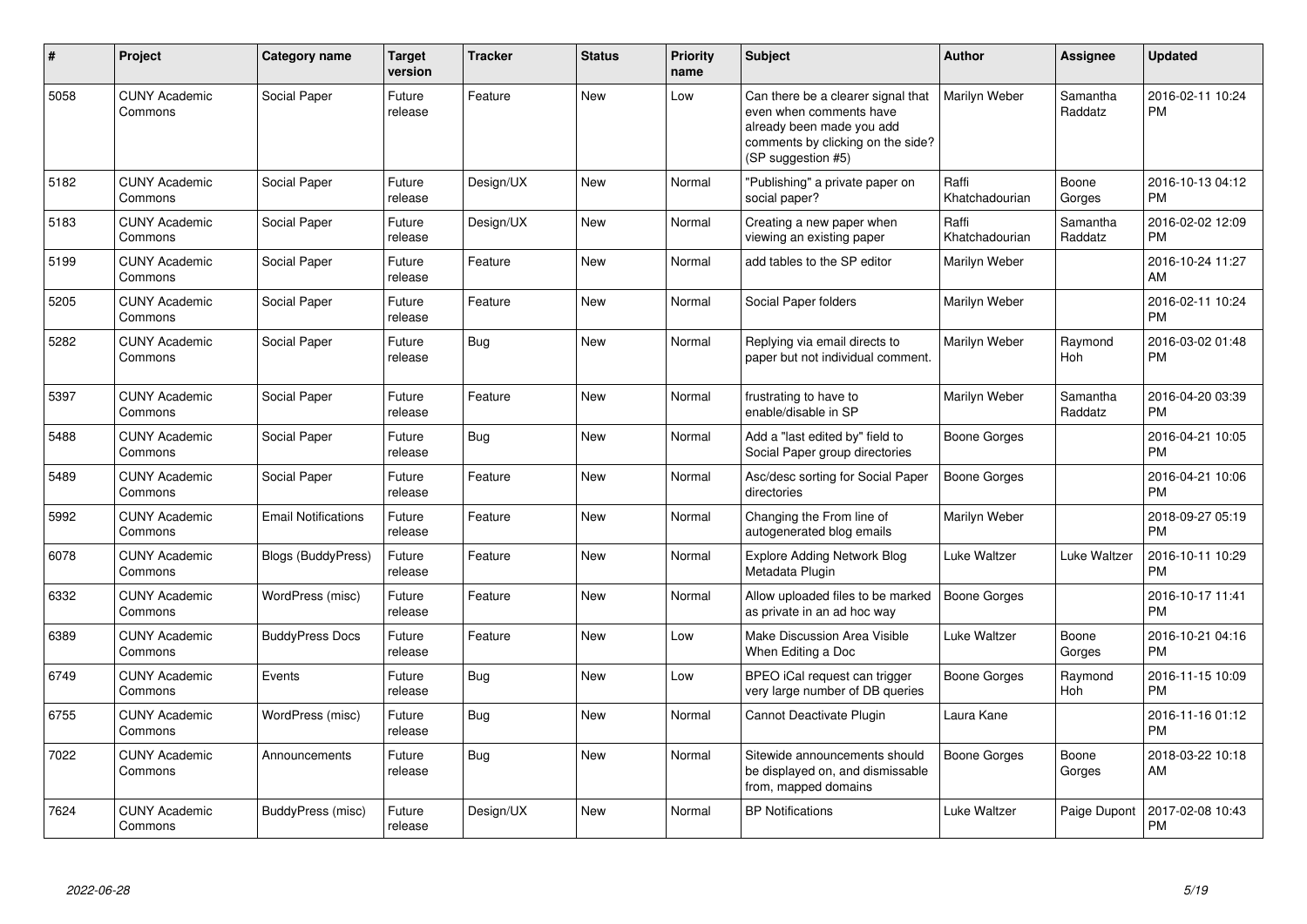| # | Project | Category name | Target version | Tracker | Status | Priority name | Subject | Author | Assignee | Updated |
|---|---|---|---|---|---|---|---|---|---|---|
| 5058 | CUNY Academic Commons | Social Paper | Future release | Feature | New | Low | Can there be a clearer signal that even when comments have already been made you add comments by clicking on the side? (SP suggestion #5) | Marilyn Weber | Samantha Raddatz | 2016-02-11 10:24 PM |
| 5182 | CUNY Academic Commons | Social Paper | Future release | Design/UX | New | Normal | "Publishing" a private paper on social paper? | Raffi Khatchadourian | Boone Gorges | 2016-10-13 04:12 PM |
| 5183 | CUNY Academic Commons | Social Paper | Future release | Design/UX | New | Normal | Creating a new paper when viewing an existing paper | Raffi Khatchadourian | Samantha Raddatz | 2016-02-02 12:09 PM |
| 5199 | CUNY Academic Commons | Social Paper | Future release | Feature | New | Normal | add tables to the SP editor | Marilyn Weber | | 2016-10-24 11:27 AM |
| 5205 | CUNY Academic Commons | Social Paper | Future release | Feature | New | Normal | Social Paper folders | Marilyn Weber | | 2016-02-11 10:24 PM |
| 5282 | CUNY Academic Commons | Social Paper | Future release | Bug | New | Normal | Replying via email directs to paper but not individual comment. | Marilyn Weber | Raymond Hoh | 2016-03-02 01:48 PM |
| 5397 | CUNY Academic Commons | Social Paper | Future release | Feature | New | Normal | frustrating to have to enable/disable in SP | Marilyn Weber | Samantha Raddatz | 2016-04-20 03:39 PM |
| 5488 | CUNY Academic Commons | Social Paper | Future release | Bug | New | Normal | Add a "last edited by" field to Social Paper group directories | Boone Gorges | | 2016-04-21 10:05 PM |
| 5489 | CUNY Academic Commons | Social Paper | Future release | Feature | New | Normal | Asc/desc sorting for Social Paper directories | Boone Gorges | | 2016-04-21 10:06 PM |
| 5992 | CUNY Academic Commons | Email Notifications | Future release | Feature | New | Normal | Changing the From line of autogenerated blog emails | Marilyn Weber | | 2018-09-27 05:19 PM |
| 6078 | CUNY Academic Commons | Blogs (BuddyPress) | Future release | Feature | New | Normal | Explore Adding Network Blog Metadata Plugin | Luke Waltzer | Luke Waltzer | 2016-10-11 10:29 PM |
| 6332 | CUNY Academic Commons | WordPress (misc) | Future release | Feature | New | Normal | Allow uploaded files to be marked as private in an ad hoc way | Boone Gorges | | 2016-10-17 11:41 PM |
| 6389 | CUNY Academic Commons | BuddyPress Docs | Future release | Feature | New | Low | Make Discussion Area Visible When Editing a Doc | Luke Waltzer | Boone Gorges | 2016-10-21 04:16 PM |
| 6749 | CUNY Academic Commons | Events | Future release | Bug | New | Low | BPEO iCal request can trigger very large number of DB queries | Boone Gorges | Raymond Hoh | 2016-11-15 10:09 PM |
| 6755 | CUNY Academic Commons | WordPress (misc) | Future release | Bug | New | Normal | Cannot Deactivate Plugin | Laura Kane | | 2016-11-16 01:12 PM |
| 7022 | CUNY Academic Commons | Announcements | Future release | Bug | New | Normal | Sitewide announcements should be displayed on, and dismissable from, mapped domains | Boone Gorges | Boone Gorges | 2018-03-22 10:18 AM |
| 7624 | CUNY Academic Commons | BuddyPress (misc) | Future release | Design/UX | New | Normal | BP Notifications | Luke Waltzer | Paige Dupont | 2017-02-08 10:43 PM |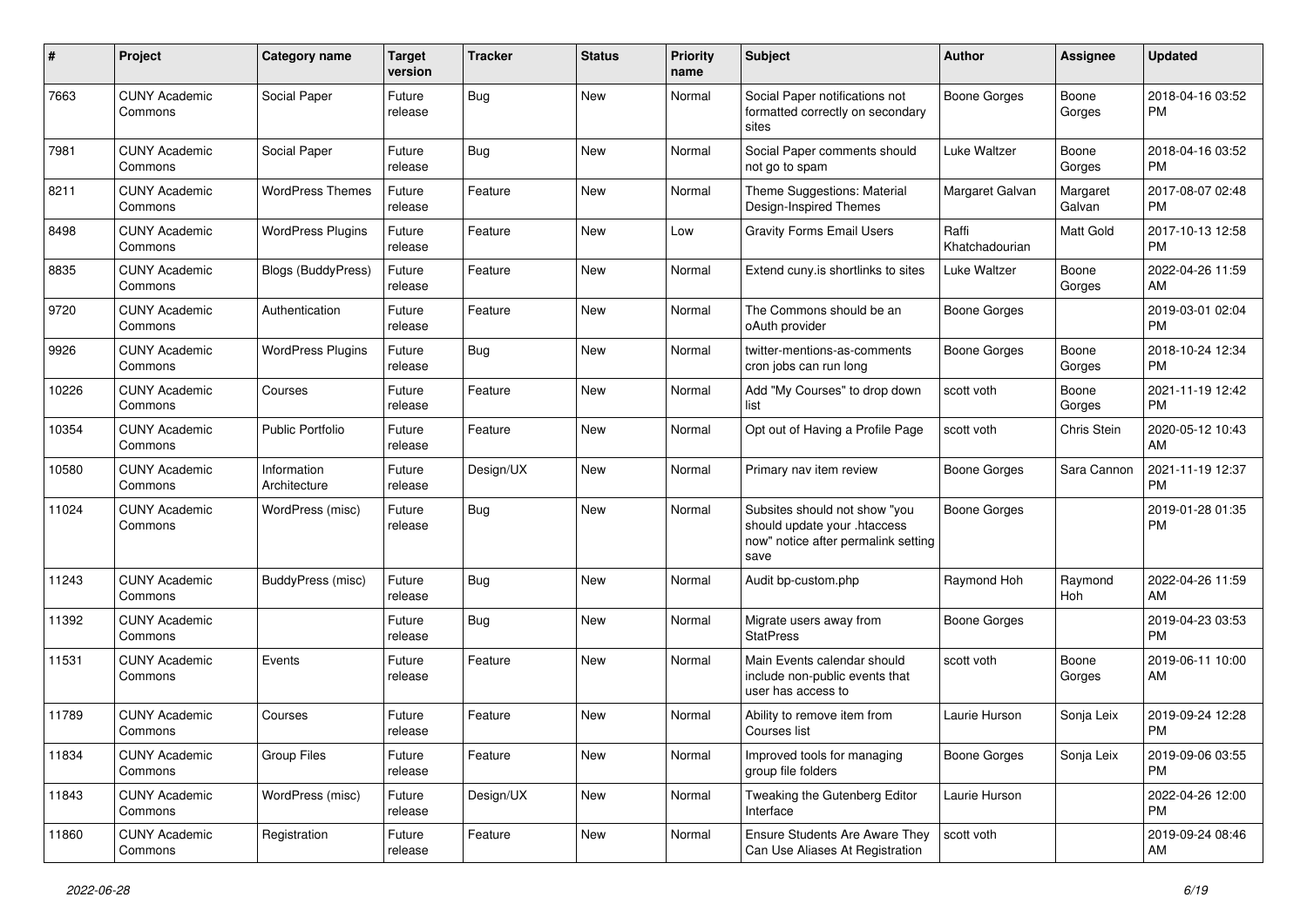| # | Project | Category name | Target version | Tracker | Status | Priority name | Subject | Author | Assignee | Updated |
|---|---|---|---|---|---|---|---|---|---|---|
| 7663 | CUNY Academic Commons | Social Paper | Future release | Bug | New | Normal | Social Paper notifications not formatted correctly on secondary sites | Boone Gorges | Boone Gorges | 2018-04-16 03:52 PM |
| 7981 | CUNY Academic Commons | Social Paper | Future release | Bug | New | Normal | Social Paper comments should not go to spam | Luke Waltzer | Boone Gorges | 2018-04-16 03:52 PM |
| 8211 | CUNY Academic Commons | WordPress Themes | Future release | Feature | New | Normal | Theme Suggestions: Material Design-Inspired Themes | Margaret Galvan | Margaret Galvan | 2017-08-07 02:48 PM |
| 8498 | CUNY Academic Commons | WordPress Plugins | Future release | Feature | New | Low | Gravity Forms Email Users | Raffi Khatchadourian | Matt Gold | 2017-10-13 12:58 PM |
| 8835 | CUNY Academic Commons | Blogs (BuddyPress) | Future release | Feature | New | Normal | Extend cuny.is shortlinks to sites | Luke Waltzer | Boone Gorges | 2022-04-26 11:59 AM |
| 9720 | CUNY Academic Commons | Authentication | Future release | Feature | New | Normal | The Commons should be an oAuth provider | Boone Gorges | | 2019-03-01 02:04 PM |
| 9926 | CUNY Academic Commons | WordPress Plugins | Future release | Bug | New | Normal | twitter-mentions-as-comments cron jobs can run long | Boone Gorges | Boone Gorges | 2018-10-24 12:34 PM |
| 10226 | CUNY Academic Commons | Courses | Future release | Feature | New | Normal | Add "My Courses" to drop down list | scott voth | Boone Gorges | 2021-11-19 12:42 PM |
| 10354 | CUNY Academic Commons | Public Portfolio | Future release | Feature | New | Normal | Opt out of Having a Profile Page | scott voth | Chris Stein | 2020-05-12 10:43 AM |
| 10580 | CUNY Academic Commons | Information Architecture | Future release | Design/UX | New | Normal | Primary nav item review | Boone Gorges | Sara Cannon | 2021-11-19 12:37 PM |
| 11024 | CUNY Academic Commons | WordPress (misc) | Future release | Bug | New | Normal | Subsites should not show "you should update your .htaccess now" notice after permalink setting save | Boone Gorges | | 2019-01-28 01:35 PM |
| 11243 | CUNY Academic Commons | BuddyPress (misc) | Future release | Bug | New | Normal | Audit bp-custom.php | Raymond Hoh | Raymond Hoh | 2022-04-26 11:59 AM |
| 11392 | CUNY Academic Commons | | Future release | Bug | New | Normal | Migrate users away from StatPress | Boone Gorges | | 2019-04-23 03:53 PM |
| 11531 | CUNY Academic Commons | Events | Future release | Feature | New | Normal | Main Events calendar should include non-public events that user has access to | scott voth | Boone Gorges | 2019-06-11 10:00 AM |
| 11789 | CUNY Academic Commons | Courses | Future release | Feature | New | Normal | Ability to remove item from Courses list | Laurie Hurson | Sonja Leix | 2019-09-24 12:28 PM |
| 11834 | CUNY Academic Commons | Group Files | Future release | Feature | New | Normal | Improved tools for managing group file folders | Boone Gorges | Sonja Leix | 2019-09-06 03:55 PM |
| 11843 | CUNY Academic Commons | WordPress (misc) | Future release | Design/UX | New | Normal | Tweaking the Gutenberg Editor Interface | Laurie Hurson | | 2022-04-26 12:00 PM |
| 11860 | CUNY Academic Commons | Registration | Future release | Feature | New | Normal | Ensure Students Are Aware They Can Use Aliases At Registration | scott voth | | 2019-09-24 08:46 AM |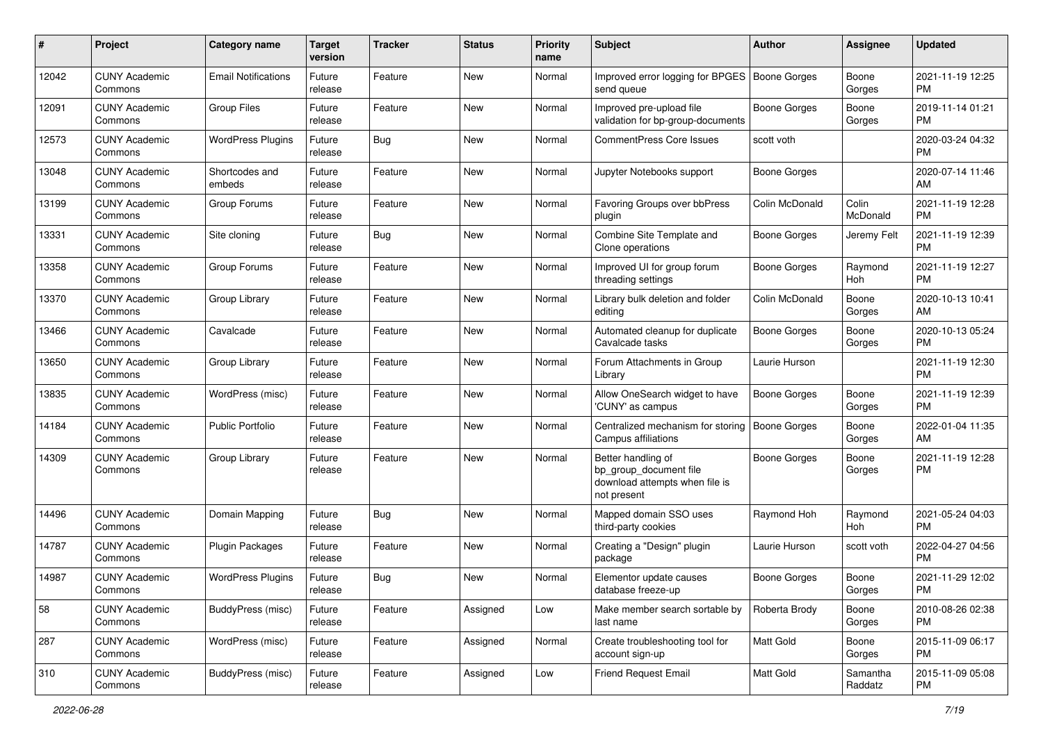| # | Project | Category name | Target version | Tracker | Status | Priority name | Subject | Author | Assignee | Updated |
|---|---|---|---|---|---|---|---|---|---|---|
| 12042 | CUNY Academic Commons | Email Notifications | Future release | Feature | New | Normal | Improved error logging for BPGES send queue | Boone Gorges | Boone Gorges | 2021-11-19 12:25 PM |
| 12091 | CUNY Academic Commons | Group Files | Future release | Feature | New | Normal | Improved pre-upload file validation for bp-group-documents | Boone Gorges | Boone Gorges | 2019-11-14 01:21 PM |
| 12573 | CUNY Academic Commons | WordPress Plugins | Future release | Bug | New | Normal | CommentPress Core Issues | scott voth | | 2020-03-24 04:32 PM |
| 13048 | CUNY Academic Commons | Shortcodes and embeds | Future release | Feature | New | Normal | Jupyter Notebooks support | Boone Gorges | | 2020-07-14 11:46 AM |
| 13199 | CUNY Academic Commons | Group Forums | Future release | Feature | New | Normal | Favoring Groups over bbPress plugin | Colin McDonald | Colin McDonald | 2021-11-19 12:28 PM |
| 13331 | CUNY Academic Commons | Site cloning | Future release | Bug | New | Normal | Combine Site Template and Clone operations | Boone Gorges | Jeremy Felt | 2021-11-19 12:39 PM |
| 13358 | CUNY Academic Commons | Group Forums | Future release | Feature | New | Normal | Improved UI for group forum threading settings | Boone Gorges | Raymond Hoh | 2021-11-19 12:27 PM |
| 13370 | CUNY Academic Commons | Group Library | Future release | Feature | New | Normal | Library bulk deletion and folder editing | Colin McDonald | Boone Gorges | 2020-10-13 10:41 AM |
| 13466 | CUNY Academic Commons | Cavalcade | Future release | Feature | New | Normal | Automated cleanup for duplicate Cavalcade tasks | Boone Gorges | Boone Gorges | 2020-10-13 05:24 PM |
| 13650 | CUNY Academic Commons | Group Library | Future release | Feature | New | Normal | Forum Attachments in Group Library | Laurie Hurson | | 2021-11-19 12:30 PM |
| 13835 | CUNY Academic Commons | WordPress (misc) | Future release | Feature | New | Normal | Allow OneSearch widget to have 'CUNY' as campus | Boone Gorges | Boone Gorges | 2021-11-19 12:39 PM |
| 14184 | CUNY Academic Commons | Public Portfolio | Future release | Feature | New | Normal | Centralized mechanism for storing Campus affiliations | Boone Gorges | Boone Gorges | 2022-01-04 11:35 AM |
| 14309 | CUNY Academic Commons | Group Library | Future release | Feature | New | Normal | Better handling of bp_group_document file download attempts when file is not present | Boone Gorges | Boone Gorges | 2021-11-19 12:28 PM |
| 14496 | CUNY Academic Commons | Domain Mapping | Future release | Bug | New | Normal | Mapped domain SSO uses third-party cookies | Raymond Hoh | Raymond Hoh | 2021-05-24 04:03 PM |
| 14787 | CUNY Academic Commons | Plugin Packages | Future release | Feature | New | Normal | Creating a "Design" plugin package | Laurie Hurson | scott voth | 2022-04-27 04:56 PM |
| 14987 | CUNY Academic Commons | WordPress Plugins | Future release | Bug | New | Normal | Elementor update causes database freeze-up | Boone Gorges | Boone Gorges | 2021-11-29 12:02 PM |
| 58 | CUNY Academic Commons | BuddyPress (misc) | Future release | Feature | Assigned | Low | Make member search sortable by last name | Roberta Brody | Boone Gorges | 2010-08-26 02:38 PM |
| 287 | CUNY Academic Commons | WordPress (misc) | Future release | Feature | Assigned | Normal | Create troubleshooting tool for account sign-up | Matt Gold | Boone Gorges | 2015-11-09 06:17 PM |
| 310 | CUNY Academic Commons | BuddyPress (misc) | Future release | Feature | Assigned | Low | Friend Request Email | Matt Gold | Samantha Raddatz | 2015-11-09 05:08 PM |

2022-06-28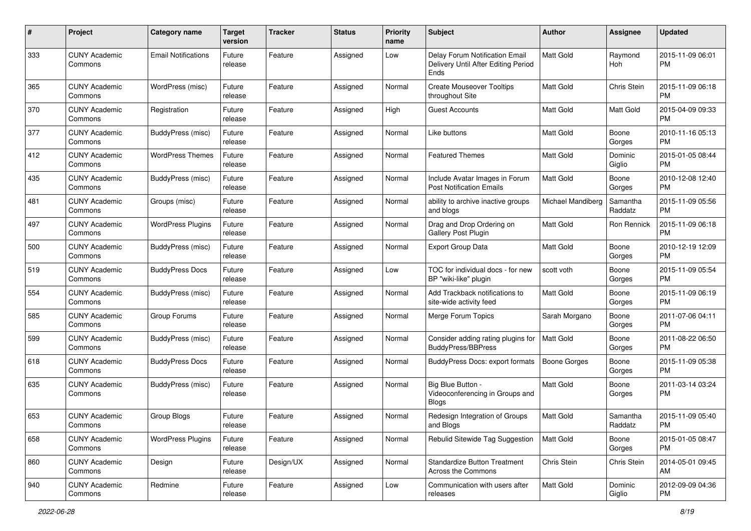| # | Project | Category name | Target version | Tracker | Status | Priority name | Subject | Author | Assignee | Updated |
|---|---|---|---|---|---|---|---|---|---|---|
| 333 | CUNY Academic Commons | Email Notifications | Future release | Feature | Assigned | Low | Delay Forum Notification Email Delivery Until After Editing Period Ends | Matt Gold | Raymond Hoh | 2015-11-09 06:01 PM |
| 365 | CUNY Academic Commons | WordPress (misc) | Future release | Feature | Assigned | Normal | Create Mouseover Tooltips throughout Site | Matt Gold | Chris Stein | 2015-11-09 06:18 PM |
| 370 | CUNY Academic Commons | Registration | Future release | Feature | Assigned | High | Guest Accounts | Matt Gold | Matt Gold | 2015-04-09 09:33 PM |
| 377 | CUNY Academic Commons | BuddyPress (misc) | Future release | Feature | Assigned | Normal | Like buttons | Matt Gold | Boone Gorges | 2010-11-16 05:13 PM |
| 412 | CUNY Academic Commons | WordPress Themes | Future release | Feature | Assigned | Normal | Featured Themes | Matt Gold | Dominic Giglio | 2015-01-05 08:44 PM |
| 435 | CUNY Academic Commons | BuddyPress (misc) | Future release | Feature | Assigned | Normal | Include Avatar Images in Forum Post Notification Emails | Matt Gold | Boone Gorges | 2010-12-08 12:40 PM |
| 481 | CUNY Academic Commons | Groups (misc) | Future release | Feature | Assigned | Normal | ability to archive inactive groups and blogs | Michael Mandiberg | Samantha Raddatz | 2015-11-09 05:56 PM |
| 497 | CUNY Academic Commons | WordPress Plugins | Future release | Feature | Assigned | Normal | Drag and Drop Ordering on Gallery Post Plugin | Matt Gold | Ron Rennick | 2015-11-09 06:18 PM |
| 500 | CUNY Academic Commons | BuddyPress (misc) | Future release | Feature | Assigned | Normal | Export Group Data | Matt Gold | Boone Gorges | 2010-12-19 12:09 PM |
| 519 | CUNY Academic Commons | BuddyPress Docs | Future release | Feature | Assigned | Low | TOC for individual docs - for new BP "wiki-like" plugin | scott voth | Boone Gorges | 2015-11-09 05:54 PM |
| 554 | CUNY Academic Commons | BuddyPress (misc) | Future release | Feature | Assigned | Normal | Add Trackback notifications to site-wide activity feed | Matt Gold | Boone Gorges | 2015-11-09 06:19 PM |
| 585 | CUNY Academic Commons | Group Forums | Future release | Feature | Assigned | Normal | Merge Forum Topics | Sarah Morgano | Boone Gorges | 2011-07-06 04:11 PM |
| 599 | CUNY Academic Commons | BuddyPress (misc) | Future release | Feature | Assigned | Normal | Consider adding rating plugins for BuddyPress/BBPress | Matt Gold | Boone Gorges | 2011-08-22 06:50 PM |
| 618 | CUNY Academic Commons | BuddyPress Docs | Future release | Feature | Assigned | Normal | BuddyPress Docs: export formats | Boone Gorges | Boone Gorges | 2015-11-09 05:38 PM |
| 635 | CUNY Academic Commons | BuddyPress (misc) | Future release | Feature | Assigned | Normal | Big Blue Button - Videoconferencing in Groups and Blogs | Matt Gold | Boone Gorges | 2011-03-14 03:24 PM |
| 653 | CUNY Academic Commons | Group Blogs | Future release | Feature | Assigned | Normal | Redesign Integration of Groups and Blogs | Matt Gold | Samantha Raddatz | 2015-11-09 05:40 PM |
| 658 | CUNY Academic Commons | WordPress Plugins | Future release | Feature | Assigned | Normal | Rebulid Sitewide Tag Suggestion | Matt Gold | Boone Gorges | 2015-01-05 08:47 PM |
| 860 | CUNY Academic Commons | Design | Future release | Design/UX | Assigned | Normal | Standardize Button Treatment Across the Commons | Chris Stein | Chris Stein | 2014-05-01 09:45 AM |
| 940 | CUNY Academic Commons | Redmine | Future release | Feature | Assigned | Low | Communication with users after releases | Matt Gold | Dominic Giglio | 2012-09-09 04:36 PM |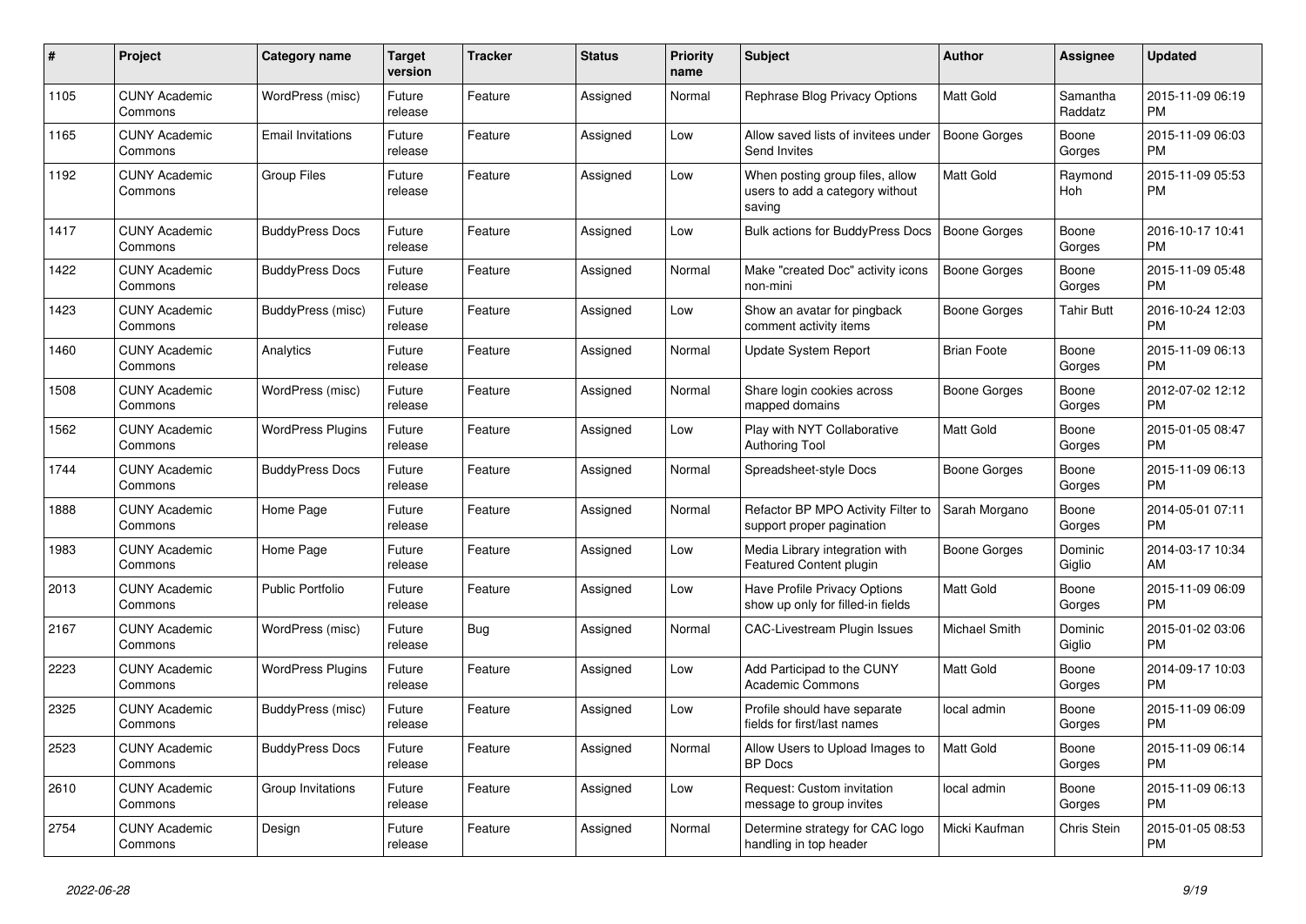| # | Project | Category name | Target version | Tracker | Status | Priority name | Subject | Author | Assignee | Updated |
|---|---|---|---|---|---|---|---|---|---|---|
| 1105 | CUNY Academic Commons | WordPress (misc) | Future release | Feature | Assigned | Normal | Rephrase Blog Privacy Options | Matt Gold | Samantha Raddatz | 2015-11-09 06:19 PM |
| 1165 | CUNY Academic Commons | Email Invitations | Future release | Feature | Assigned | Low | Allow saved lists of invitees under Send Invites | Boone Gorges | Boone Gorges | 2015-11-09 06:03 PM |
| 1192 | CUNY Academic Commons | Group Files | Future release | Feature | Assigned | Low | When posting group files, allow users to add a category without saving | Matt Gold | Raymond Hoh | 2015-11-09 05:53 PM |
| 1417 | CUNY Academic Commons | BuddyPress Docs | Future release | Feature | Assigned | Low | Bulk actions for BuddyPress Docs | Boone Gorges | Boone Gorges | 2016-10-17 10:41 PM |
| 1422 | CUNY Academic Commons | BuddyPress Docs | Future release | Feature | Assigned | Normal | Make "created Doc" activity icons non-mini | Boone Gorges | Boone Gorges | 2015-11-09 05:48 PM |
| 1423 | CUNY Academic Commons | BuddyPress (misc) | Future release | Feature | Assigned | Low | Show an avatar for pingback comment activity items | Boone Gorges | Tahir Butt | 2016-10-24 12:03 PM |
| 1460 | CUNY Academic Commons | Analytics | Future release | Feature | Assigned | Normal | Update System Report | Brian Foote | Boone Gorges | 2015-11-09 06:13 PM |
| 1508 | CUNY Academic Commons | WordPress (misc) | Future release | Feature | Assigned | Normal | Share login cookies across mapped domains | Boone Gorges | Boone Gorges | 2012-07-02 12:12 PM |
| 1562 | CUNY Academic Commons | WordPress Plugins | Future release | Feature | Assigned | Low | Play with NYT Collaborative Authoring Tool | Matt Gold | Boone Gorges | 2015-01-05 08:47 PM |
| 1744 | CUNY Academic Commons | BuddyPress Docs | Future release | Feature | Assigned | Normal | Spreadsheet-style Docs | Boone Gorges | Boone Gorges | 2015-11-09 06:13 PM |
| 1888 | CUNY Academic Commons | Home Page | Future release | Feature | Assigned | Normal | Refactor BP MPO Activity Filter to support proper pagination | Sarah Morgano | Boone Gorges | 2014-05-01 07:11 PM |
| 1983 | CUNY Academic Commons | Home Page | Future release | Feature | Assigned | Low | Media Library integration with Featured Content plugin | Boone Gorges | Dominic Giglio | 2014-03-17 10:34 AM |
| 2013 | CUNY Academic Commons | Public Portfolio | Future release | Feature | Assigned | Low | Have Profile Privacy Options show up only for filled-in fields | Matt Gold | Boone Gorges | 2015-11-09 06:09 PM |
| 2167 | CUNY Academic Commons | WordPress (misc) | Future release | Bug | Assigned | Normal | CAC-Livestream Plugin Issues | Michael Smith | Dominic Giglio | 2015-01-02 03:06 PM |
| 2223 | CUNY Academic Commons | WordPress Plugins | Future release | Feature | Assigned | Low | Add Participad to the CUNY Academic Commons | Matt Gold | Boone Gorges | 2014-09-17 10:03 PM |
| 2325 | CUNY Academic Commons | BuddyPress (misc) | Future release | Feature | Assigned | Low | Profile should have separate fields for first/last names | local admin | Boone Gorges | 2015-11-09 06:09 PM |
| 2523 | CUNY Academic Commons | BuddyPress Docs | Future release | Feature | Assigned | Normal | Allow Users to Upload Images to BP Docs | Matt Gold | Boone Gorges | 2015-11-09 06:14 PM |
| 2610 | CUNY Academic Commons | Group Invitations | Future release | Feature | Assigned | Low | Request: Custom invitation message to group invites | local admin | Boone Gorges | 2015-11-09 06:13 PM |
| 2754 | CUNY Academic Commons | Design | Future release | Feature | Assigned | Normal | Determine strategy for CAC logo handling in top header | Micki Kaufman | Chris Stein | 2015-01-05 08:53 PM |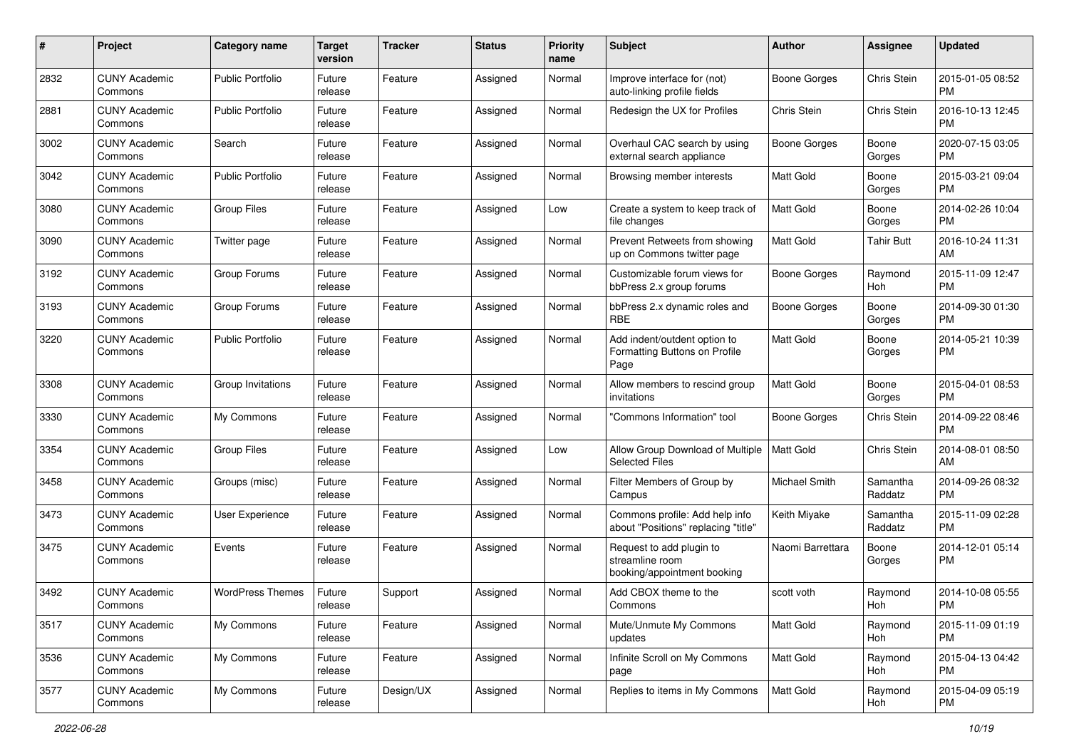| # | Project | Category name | Target version | Tracker | Status | Priority name | Subject | Author | Assignee | Updated |
|---|---|---|---|---|---|---|---|---|---|---|
| 2832 | CUNY Academic Commons | Public Portfolio | Future release | Feature | Assigned | Normal | Improve interface for (not) auto-linking profile fields | Boone Gorges | Chris Stein | 2015-01-05 08:52 PM |
| 2881 | CUNY Academic Commons | Public Portfolio | Future release | Feature | Assigned | Normal | Redesign the UX for Profiles | Chris Stein | Chris Stein | 2016-10-13 12:45 PM |
| 3002 | CUNY Academic Commons | Search | Future release | Feature | Assigned | Normal | Overhaul CAC search by using external search appliance | Boone Gorges | Boone Gorges | 2020-07-15 03:05 PM |
| 3042 | CUNY Academic Commons | Public Portfolio | Future release | Feature | Assigned | Normal | Browsing member interests | Matt Gold | Boone Gorges | 2015-03-21 09:04 PM |
| 3080 | CUNY Academic Commons | Group Files | Future release | Feature | Assigned | Low | Create a system to keep track of file changes | Matt Gold | Boone Gorges | 2014-02-26 10:04 PM |
| 3090 | CUNY Academic Commons | Twitter page | Future release | Feature | Assigned | Normal | Prevent Retweets from showing up on Commons twitter page | Matt Gold | Tahir Butt | 2016-10-24 11:31 AM |
| 3192 | CUNY Academic Commons | Group Forums | Future release | Feature | Assigned | Normal | Customizable forum views for bbPress 2.x group forums | Boone Gorges | Raymond Hoh | 2015-11-09 12:47 PM |
| 3193 | CUNY Academic Commons | Group Forums | Future release | Feature | Assigned | Normal | bbPress 2.x dynamic roles and RBE | Boone Gorges | Boone Gorges | 2014-09-30 01:30 PM |
| 3220 | CUNY Academic Commons | Public Portfolio | Future release | Feature | Assigned | Normal | Add indent/outdent option to Formatting Buttons on Profile Page | Matt Gold | Boone Gorges | 2014-05-21 10:39 PM |
| 3308 | CUNY Academic Commons | Group Invitations | Future release | Feature | Assigned | Normal | Allow members to rescind group invitations | Matt Gold | Boone Gorges | 2015-04-01 08:53 PM |
| 3330 | CUNY Academic Commons | My Commons | Future release | Feature | Assigned | Normal | "Commons Information" tool | Boone Gorges | Chris Stein | 2014-09-22 08:46 PM |
| 3354 | CUNY Academic Commons | Group Files | Future release | Feature | Assigned | Low | Allow Group Download of Multiple Selected Files | Matt Gold | Chris Stein | 2014-08-01 08:50 AM |
| 3458 | CUNY Academic Commons | Groups (misc) | Future release | Feature | Assigned | Normal | Filter Members of Group by Campus | Michael Smith | Samantha Raddatz | 2014-09-26 08:32 PM |
| 3473 | CUNY Academic Commons | User Experience | Future release | Feature | Assigned | Normal | Commons profile: Add help info about "Positions" replacing "title" | Keith Miyake | Samantha Raddatz | 2015-11-09 02:28 PM |
| 3475 | CUNY Academic Commons | Events | Future release | Feature | Assigned | Normal | Request to add plugin to streamline room booking/appointment booking | Naomi Barrettara | Boone Gorges | 2014-12-01 05:14 PM |
| 3492 | CUNY Academic Commons | WordPress Themes | Future release | Support | Assigned | Normal | Add CBOX theme to the Commons | scott voth | Raymond Hoh | 2014-10-08 05:55 PM |
| 3517 | CUNY Academic Commons | My Commons | Future release | Feature | Assigned | Normal | Mute/Unmute My Commons updates | Matt Gold | Raymond Hoh | 2015-11-09 01:19 PM |
| 3536 | CUNY Academic Commons | My Commons | Future release | Feature | Assigned | Normal | Infinite Scroll on My Commons page | Matt Gold | Raymond Hoh | 2015-04-13 04:42 PM |
| 3577 | CUNY Academic Commons | My Commons | Future release | Design/UX | Assigned | Normal | Replies to items in My Commons | Matt Gold | Raymond Hoh | 2015-04-09 05:19 PM |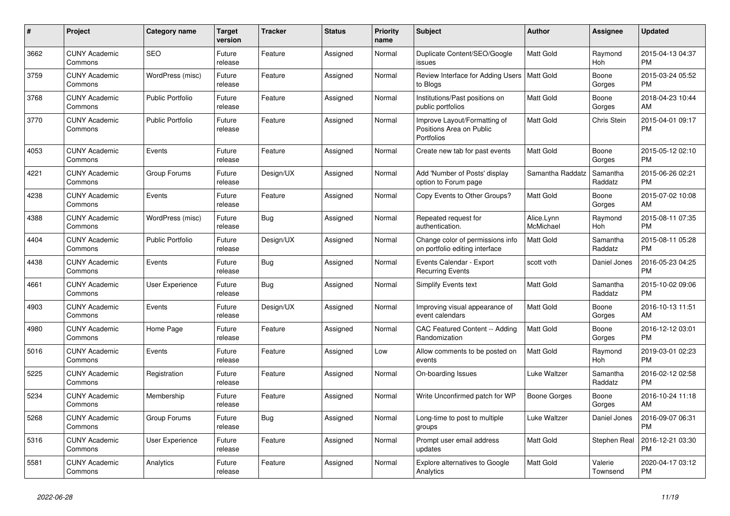| # | Project | Category name | Target version | Tracker | Status | Priority name | Subject | Author | Assignee | Updated |
|---|---|---|---|---|---|---|---|---|---|---|
| 3662 | CUNY Academic Commons | SEO | Future release | Feature | Assigned | Normal | Duplicate Content/SEO/Google issues | Matt Gold | Raymond Hoh | 2015-04-13 04:37 PM |
| 3759 | CUNY Academic Commons | WordPress (misc) | Future release | Feature | Assigned | Normal | Review Interface for Adding Users to Blogs | Matt Gold | Boone Gorges | 2015-03-24 05:52 PM |
| 3768 | CUNY Academic Commons | Public Portfolio | Future release | Feature | Assigned | Normal | Institutions/Past positions on public portfolios | Matt Gold | Boone Gorges | 2018-04-23 10:44 AM |
| 3770 | CUNY Academic Commons | Public Portfolio | Future release | Feature | Assigned | Normal | Improve Layout/Formatting of Positions Area on Public Portfolios | Matt Gold | Chris Stein | 2015-04-01 09:17 PM |
| 4053 | CUNY Academic Commons | Events | Future release | Feature | Assigned | Normal | Create new tab for past events | Matt Gold | Boone Gorges | 2015-05-12 02:10 PM |
| 4221 | CUNY Academic Commons | Group Forums | Future release | Design/UX | Assigned | Normal | Add 'Number of Posts' display option to Forum page | Samantha Raddatz | Samantha Raddatz | 2015-06-26 02:21 PM |
| 4238 | CUNY Academic Commons | Events | Future release | Feature | Assigned | Normal | Copy Events to Other Groups? | Matt Gold | Boone Gorges | 2015-07-02 10:08 AM |
| 4388 | CUNY Academic Commons | WordPress (misc) | Future release | Bug | Assigned | Normal | Repeated request for authentication. | Alice.Lynn McMichael | Raymond Hoh | 2015-08-11 07:35 PM |
| 4404 | CUNY Academic Commons | Public Portfolio | Future release | Design/UX | Assigned | Normal | Change color of permissions info on portfolio editing interface | Matt Gold | Samantha Raddatz | 2015-08-11 05:28 PM |
| 4438 | CUNY Academic Commons | Events | Future release | Bug | Assigned | Normal | Events Calendar - Export Recurring Events | scott voth | Daniel Jones | 2016-05-23 04:25 PM |
| 4661 | CUNY Academic Commons | User Experience | Future release | Bug | Assigned | Normal | Simplify Events text | Matt Gold | Samantha Raddatz | 2015-10-02 09:06 PM |
| 4903 | CUNY Academic Commons | Events | Future release | Design/UX | Assigned | Normal | Improving visual appearance of event calendars | Matt Gold | Boone Gorges | 2016-10-13 11:51 AM |
| 4980 | CUNY Academic Commons | Home Page | Future release | Feature | Assigned | Normal | CAC Featured Content -- Adding Randomization | Matt Gold | Boone Gorges | 2016-12-12 03:01 PM |
| 5016 | CUNY Academic Commons | Events | Future release | Feature | Assigned | Low | Allow comments to be posted on events | Matt Gold | Raymond Hoh | 2019-03-01 02:23 PM |
| 5225 | CUNY Academic Commons | Registration | Future release | Feature | Assigned | Normal | On-boarding Issues | Luke Waltzer | Samantha Raddatz | 2016-02-12 02:58 PM |
| 5234 | CUNY Academic Commons | Membership | Future release | Feature | Assigned | Normal | Write Unconfirmed patch for WP | Boone Gorges | Boone Gorges | 2016-10-24 11:18 AM |
| 5268 | CUNY Academic Commons | Group Forums | Future release | Bug | Assigned | Normal | Long-time to post to multiple groups | Luke Waltzer | Daniel Jones | 2016-09-07 06:31 PM |
| 5316 | CUNY Academic Commons | User Experience | Future release | Feature | Assigned | Normal | Prompt user email address updates | Matt Gold | Stephen Real | 2016-12-21 03:30 PM |
| 5581 | CUNY Academic Commons | Analytics | Future release | Feature | Assigned | Normal | Explore alternatives to Google Analytics | Matt Gold | Valerie Townsend | 2020-04-17 03:12 PM |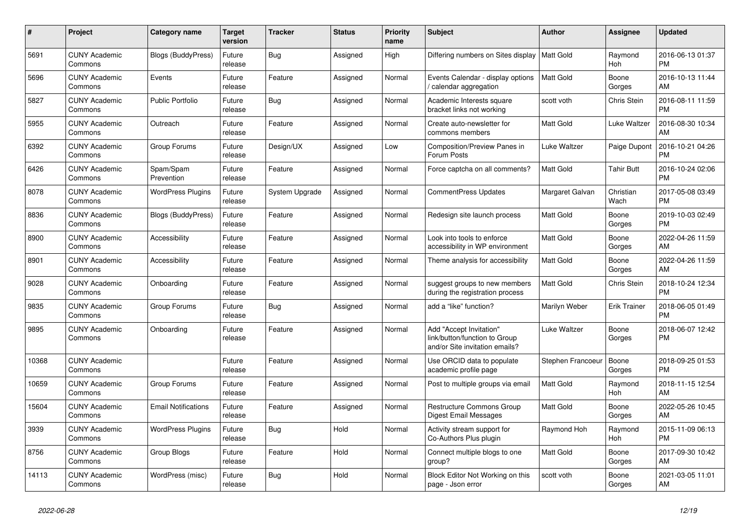| # | Project | Category name | Target version | Tracker | Status | Priority name | Subject | Author | Assignee | Updated |
|---|---|---|---|---|---|---|---|---|---|---|
| 5691 | CUNY Academic Commons | Blogs (BuddyPress) | Future release | Bug | Assigned | High | Differing numbers on Sites display | Matt Gold | Raymond Hoh | 2016-06-13 01:37 PM |
| 5696 | CUNY Academic Commons | Events | Future release | Feature | Assigned | Normal | Events Calendar - display options / calendar aggregation | Matt Gold | Boone Gorges | 2016-10-13 11:44 AM |
| 5827 | CUNY Academic Commons | Public Portfolio | Future release | Bug | Assigned | Normal | Academic Interests square bracket links not working | scott voth | Chris Stein | 2016-08-11 11:59 PM |
| 5955 | CUNY Academic Commons | Outreach | Future release | Feature | Assigned | Normal | Create auto-newsletter for commons members | Matt Gold | Luke Waltzer | 2016-08-30 10:34 AM |
| 6392 | CUNY Academic Commons | Group Forums | Future release | Design/UX | Assigned | Low | Composition/Preview Panes in Forum Posts | Luke Waltzer | Paige Dupont | 2016-10-21 04:26 PM |
| 6426 | CUNY Academic Commons | Spam/Spam Prevention | Future release | Feature | Assigned | Normal | Force captcha on all comments? | Matt Gold | Tahir Butt | 2016-10-24 02:06 PM |
| 8078 | CUNY Academic Commons | WordPress Plugins | Future release | System Upgrade | Assigned | Normal | CommentPress Updates | Margaret Galvan | Christian Wach | 2017-05-08 03:49 PM |
| 8836 | CUNY Academic Commons | Blogs (BuddyPress) | Future release | Feature | Assigned | Normal | Redesign site launch process | Matt Gold | Boone Gorges | 2019-10-03 02:49 PM |
| 8900 | CUNY Academic Commons | Accessibility | Future release | Feature | Assigned | Normal | Look into tools to enforce accessibility in WP environment | Matt Gold | Boone Gorges | 2022-04-26 11:59 AM |
| 8901 | CUNY Academic Commons | Accessibility | Future release | Feature | Assigned | Normal | Theme analysis for accessibility | Matt Gold | Boone Gorges | 2022-04-26 11:59 AM |
| 9028 | CUNY Academic Commons | Onboarding | Future release | Feature | Assigned | Normal | suggest groups to new members during the registration process | Matt Gold | Chris Stein | 2018-10-24 12:34 PM |
| 9835 | CUNY Academic Commons | Group Forums | Future release | Bug | Assigned | Normal | add a "like" function? | Marilyn Weber | Erik Trainer | 2018-06-05 01:49 PM |
| 9895 | CUNY Academic Commons | Onboarding | Future release | Feature | Assigned | Normal | Add "Accept Invitation" link/button/function to Group and/or Site invitation emails? | Luke Waltzer | Boone Gorges | 2018-06-07 12:42 PM |
| 10368 | CUNY Academic Commons | | Future release | Feature | Assigned | Normal | Use ORCID data to populate academic profile page | Stephen Francoeur | Boone Gorges | 2018-09-25 01:53 PM |
| 10659 | CUNY Academic Commons | Group Forums | Future release | Feature | Assigned | Normal | Post to multiple groups via email | Matt Gold | Raymond Hoh | 2018-11-15 12:54 AM |
| 15604 | CUNY Academic Commons | Email Notifications | Future release | Feature | Assigned | Normal | Restructure Commons Group Digest Email Messages | Matt Gold | Boone Gorges | 2022-05-26 10:45 AM |
| 3939 | CUNY Academic Commons | WordPress Plugins | Future release | Bug | Hold | Normal | Activity stream support for Co-Authors Plus plugin | Raymond Hoh | Raymond Hoh | 2015-11-09 06:13 PM |
| 8756 | CUNY Academic Commons | Group Blogs | Future release | Feature | Hold | Normal | Connect multiple blogs to one group? | Matt Gold | Boone Gorges | 2017-09-30 10:42 AM |
| 14113 | CUNY Academic Commons | WordPress (misc) | Future release | Bug | Hold | Normal | Block Editor Not Working on this page - Json error | scott voth | Boone Gorges | 2021-03-05 11:01 AM |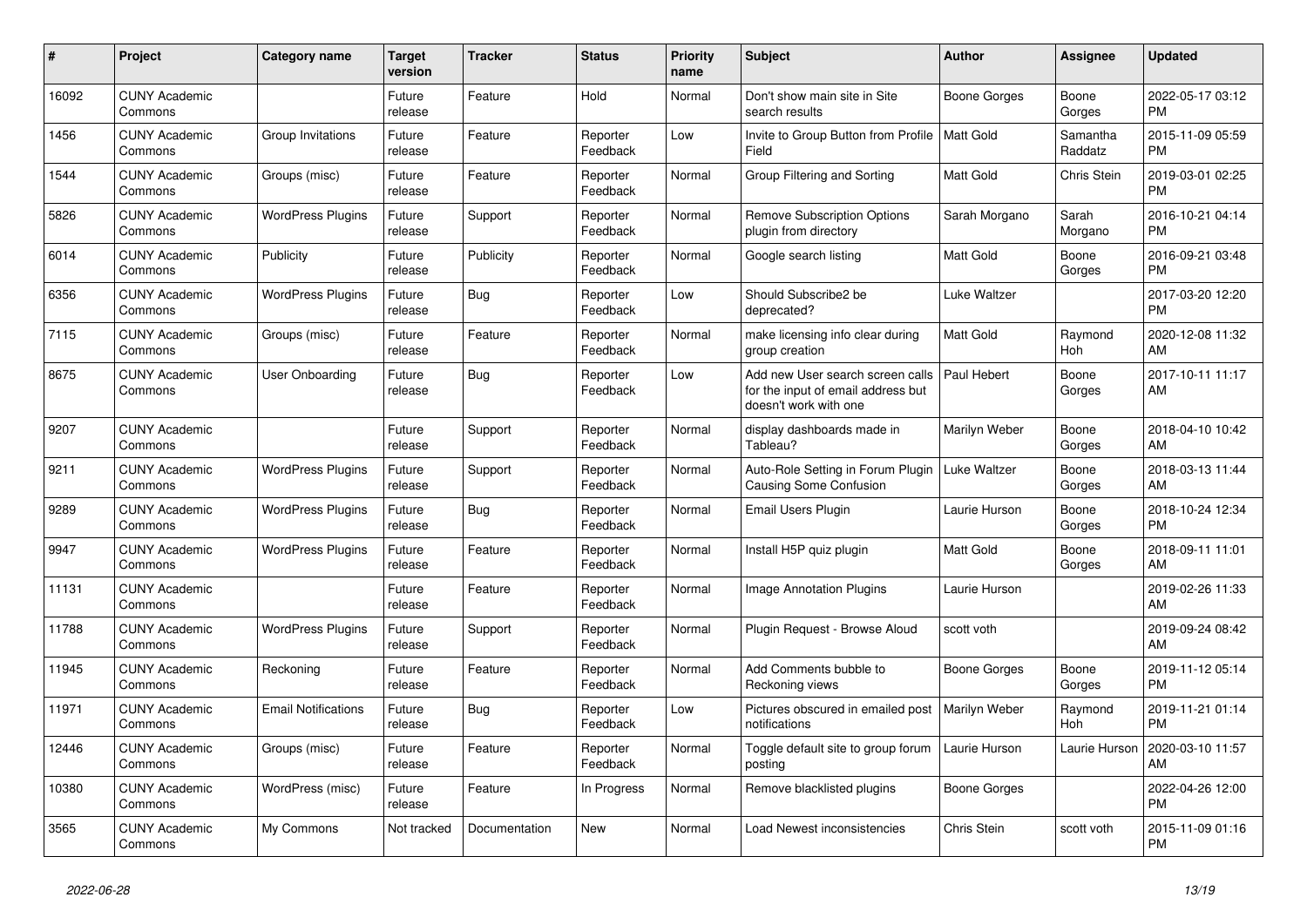| # | Project | Category name | Target version | Tracker | Status | Priority name | Subject | Author | Assignee | Updated |
|---|---|---|---|---|---|---|---|---|---|---|
| 16092 | CUNY Academic Commons | | Future release | Feature | Hold | Normal | Don't show main site in Site search results | Boone Gorges | Boone Gorges | 2022-05-17 03:12 PM |
| 1456 | CUNY Academic Commons | Group Invitations | Future release | Feature | Reporter Feedback | Low | Invite to Group Button from Profile Field | Matt Gold | Samantha Raddatz | 2015-11-09 05:59 PM |
| 1544 | CUNY Academic Commons | Groups (misc) | Future release | Feature | Reporter Feedback | Normal | Group Filtering and Sorting | Matt Gold | Chris Stein | 2019-03-01 02:25 PM |
| 5826 | CUNY Academic Commons | WordPress Plugins | Future release | Support | Reporter Feedback | Normal | Remove Subscription Options plugin from directory | Sarah Morgano | Sarah Morgano | 2016-10-21 04:14 PM |
| 6014 | CUNY Academic Commons | Publicity | Future release | Publicity | Reporter Feedback | Normal | Google search listing | Matt Gold | Boone Gorges | 2016-09-21 03:48 PM |
| 6356 | CUNY Academic Commons | WordPress Plugins | Future release | Bug | Reporter Feedback | Low | Should Subscribe2 be deprecated? | Luke Waltzer | | 2017-03-20 12:20 PM |
| 7115 | CUNY Academic Commons | Groups (misc) | Future release | Feature | Reporter Feedback | Normal | make licensing info clear during group creation | Matt Gold | Raymond Hoh | 2020-12-08 11:32 AM |
| 8675 | CUNY Academic Commons | User Onboarding | Future release | Bug | Reporter Feedback | Low | Add new User search screen calls for the input of email address but doesn't work with one | Paul Hebert | Boone Gorges | 2017-10-11 11:17 AM |
| 9207 | CUNY Academic Commons | | Future release | Support | Reporter Feedback | Normal | display dashboards made in Tableau? | Marilyn Weber | Boone Gorges | 2018-04-10 10:42 AM |
| 9211 | CUNY Academic Commons | WordPress Plugins | Future release | Support | Reporter Feedback | Normal | Auto-Role Setting in Forum Plugin Causing Some Confusion | Luke Waltzer | Boone Gorges | 2018-03-13 11:44 AM |
| 9289 | CUNY Academic Commons | WordPress Plugins | Future release | Bug | Reporter Feedback | Normal | Email Users Plugin | Laurie Hurson | Boone Gorges | 2018-10-24 12:34 PM |
| 9947 | CUNY Academic Commons | WordPress Plugins | Future release | Feature | Reporter Feedback | Normal | Install H5P quiz plugin | Matt Gold | Boone Gorges | 2018-09-11 11:01 AM |
| 11131 | CUNY Academic Commons | | Future release | Feature | Reporter Feedback | Normal | Image Annotation Plugins | Laurie Hurson | | 2019-02-26 11:33 AM |
| 11788 | CUNY Academic Commons | WordPress Plugins | Future release | Support | Reporter Feedback | Normal | Plugin Request - Browse Aloud | scott voth | | 2019-09-24 08:42 AM |
| 11945 | CUNY Academic Commons | Reckoning | Future release | Feature | Reporter Feedback | Normal | Add Comments bubble to Reckoning views | Boone Gorges | Boone Gorges | 2019-11-12 05:14 PM |
| 11971 | CUNY Academic Commons | Email Notifications | Future release | Bug | Reporter Feedback | Low | Pictures obscured in emailed post notifications | Marilyn Weber | Raymond Hoh | 2019-11-21 01:14 PM |
| 12446 | CUNY Academic Commons | Groups (misc) | Future release | Feature | Reporter Feedback | Normal | Toggle default site to group forum posting | Laurie Hurson | Laurie Hurson | 2020-03-10 11:57 AM |
| 10380 | CUNY Academic Commons | WordPress (misc) | Future release | Feature | In Progress | Normal | Remove blacklisted plugins | Boone Gorges | | 2022-04-26 12:00 PM |
| 3565 | CUNY Academic Commons | My Commons | Not tracked | Documentation | New | Normal | Load Newest inconsistencies | Chris Stein | scott voth | 2015-11-09 01:16 PM |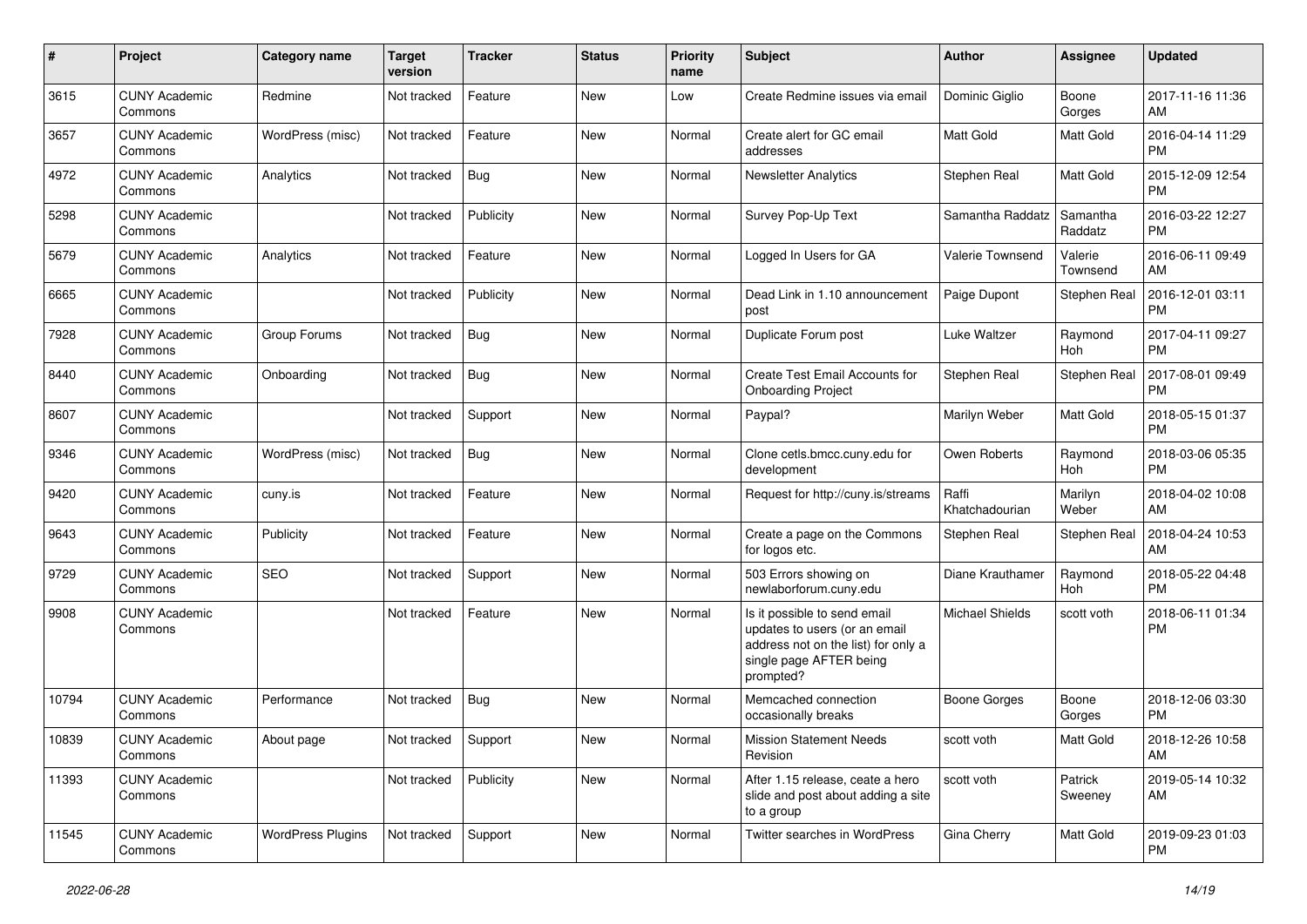| # | Project | Category name | Target version | Tracker | Status | Priority name | Subject | Author | Assignee | Updated |
|---|---|---|---|---|---|---|---|---|---|---|
| 3615 | CUNY Academic Commons | Redmine | Not tracked | Feature | New | Low | Create Redmine issues via email | Dominic Giglio | Boone Gorges | 2017-11-16 11:36 AM |
| 3657 | CUNY Academic Commons | WordPress (misc) | Not tracked | Feature | New | Normal | Create alert for GC email addresses | Matt Gold | Matt Gold | 2016-04-14 11:29 PM |
| 4972 | CUNY Academic Commons | Analytics | Not tracked | Bug | New | Normal | Newsletter Analytics | Stephen Real | Matt Gold | 2015-12-09 12:54 PM |
| 5298 | CUNY Academic Commons | | Not tracked | Publicity | New | Normal | Survey Pop-Up Text | Samantha Raddatz | Samantha Raddatz | 2016-03-22 12:27 PM |
| 5679 | CUNY Academic Commons | Analytics | Not tracked | Feature | New | Normal | Logged In Users for GA | Valerie Townsend | Valerie Townsend | 2016-06-11 09:49 AM |
| 6665 | CUNY Academic Commons | | Not tracked | Publicity | New | Normal | Dead Link in 1.10 announcement post | Paige Dupont | Stephen Real | 2016-12-01 03:11 PM |
| 7928 | CUNY Academic Commons | Group Forums | Not tracked | Bug | New | Normal | Duplicate Forum post | Luke Waltzer | Raymond Hoh | 2017-04-11 09:27 PM |
| 8440 | CUNY Academic Commons | Onboarding | Not tracked | Bug | New | Normal | Create Test Email Accounts for Onboarding Project | Stephen Real | Stephen Real | 2017-08-01 09:49 PM |
| 8607 | CUNY Academic Commons | | Not tracked | Support | New | Normal | Paypal? | Marilyn Weber | Matt Gold | 2018-05-15 01:37 PM |
| 9346 | CUNY Academic Commons | WordPress (misc) | Not tracked | Bug | New | Normal | Clone cetls.bmcc.cuny.edu for development | Owen Roberts | Raymond Hoh | 2018-03-06 05:35 PM |
| 9420 | CUNY Academic Commons | cuny.is | Not tracked | Feature | New | Normal | Request for http://cuny.is/streams | Raffi Khatchadourian | Marilyn Weber | 2018-04-02 10:08 AM |
| 9643 | CUNY Academic Commons | Publicity | Not tracked | Feature | New | Normal | Create a page on the Commons for logos etc. | Stephen Real | Stephen Real | 2018-04-24 10:53 AM |
| 9729 | CUNY Academic Commons | SEO | Not tracked | Support | New | Normal | 503 Errors showing on newlaborforum.cuny.edu | Diane Krauthamer | Raymond Hoh | 2018-05-22 04:48 PM |
| 9908 | CUNY Academic Commons | | Not tracked | Feature | New | Normal | Is it possible to send email updates to users (or an email address not on the list) for only a single page AFTER being prompted? | Michael Shields | scott voth | 2018-06-11 01:34 PM |
| 10794 | CUNY Academic Commons | Performance | Not tracked | Bug | New | Normal | Memcached connection occasionally breaks | Boone Gorges | Boone Gorges | 2018-12-06 03:30 PM |
| 10839 | CUNY Academic Commons | About page | Not tracked | Support | New | Normal | Mission Statement Needs Revision | scott voth | Matt Gold | 2018-12-26 10:58 AM |
| 11393 | CUNY Academic Commons | | Not tracked | Publicity | New | Normal | After 1.15 release, ceate a hero slide and post about adding a site to a group | scott voth | Patrick Sweeney | 2019-05-14 10:32 AM |
| 11545 | CUNY Academic Commons | WordPress Plugins | Not tracked | Support | New | Normal | Twitter searches in WordPress | Gina Cherry | Matt Gold | 2019-09-23 01:03 PM |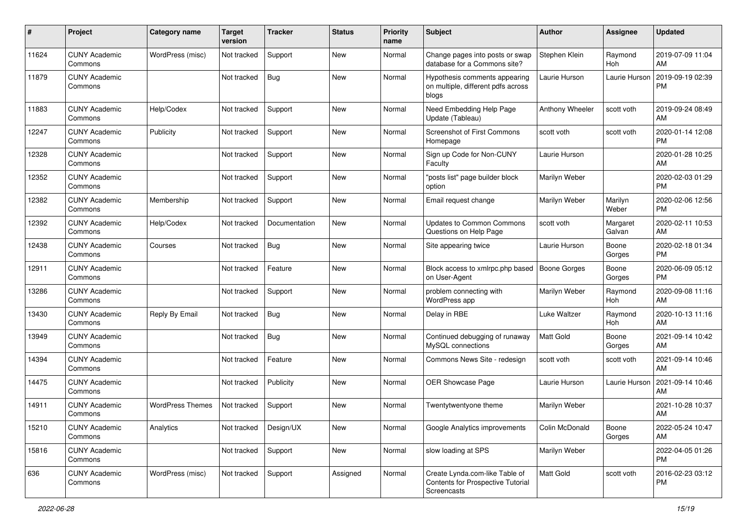| # | Project | Category name | Target version | Tracker | Status | Priority name | Subject | Author | Assignee | Updated |
|---|---|---|---|---|---|---|---|---|---|---|
| 11624 | CUNY Academic Commons | WordPress (misc) | Not tracked | Support | New | Normal | Change pages into posts or swap database for a Commons site? | Stephen Klein | Raymond Hoh | 2019-07-09 11:04 AM |
| 11879 | CUNY Academic Commons | | Not tracked | Bug | New | Normal | Hypothesis comments appearing on multiple, different pdfs across blogs | Laurie Hurson | Laurie Hurson | 2019-09-19 02:39 PM |
| 11883 | CUNY Academic Commons | Help/Codex | Not tracked | Support | New | Normal | Need Embedding Help Page Update (Tableau) | Anthony Wheeler | scott voth | 2019-09-24 08:49 AM |
| 12247 | CUNY Academic Commons | Publicity | Not tracked | Support | New | Normal | Screenshot of First Commons Homepage | scott voth | scott voth | 2020-01-14 12:08 PM |
| 12328 | CUNY Academic Commons | | Not tracked | Support | New | Normal | Sign up Code for Non-CUNY Faculty | Laurie Hurson | | 2020-01-28 10:25 AM |
| 12352 | CUNY Academic Commons | | Not tracked | Support | New | Normal | "posts list" page builder block option | Marilyn Weber | | 2020-02-03 01:29 PM |
| 12382 | CUNY Academic Commons | Membership | Not tracked | Support | New | Normal | Email request change | Marilyn Weber | Marilyn Weber | 2020-02-06 12:56 PM |
| 12392 | CUNY Academic Commons | Help/Codex | Not tracked | Documentation | New | Normal | Updates to Common Commons Questions on Help Page | scott voth | Margaret Galvan | 2020-02-11 10:53 AM |
| 12438 | CUNY Academic Commons | Courses | Not tracked | Bug | New | Normal | Site appearing twice | Laurie Hurson | Boone Gorges | 2020-02-18 01:34 PM |
| 12911 | CUNY Academic Commons | | Not tracked | Feature | New | Normal | Block access to xmlrpc.php based on User-Agent | Boone Gorges | Boone Gorges | 2020-06-09 05:12 PM |
| 13286 | CUNY Academic Commons | | Not tracked | Support | New | Normal | problem connecting with WordPress app | Marilyn Weber | Raymond Hoh | 2020-09-08 11:16 AM |
| 13430 | CUNY Academic Commons | Reply By Email | Not tracked | Bug | New | Normal | Delay in RBE | Luke Waltzer | Raymond Hoh | 2020-10-13 11:16 AM |
| 13949 | CUNY Academic Commons | | Not tracked | Bug | New | Normal | Continued debugging of runaway MySQL connections | Matt Gold | Boone Gorges | 2021-09-14 10:42 AM |
| 14394 | CUNY Academic Commons | | Not tracked | Feature | New | Normal | Commons News Site - redesign | scott voth | scott voth | 2021-09-14 10:46 AM |
| 14475 | CUNY Academic Commons | | Not tracked | Publicity | New | Normal | OER Showcase Page | Laurie Hurson | Laurie Hurson | 2021-09-14 10:46 AM |
| 14911 | CUNY Academic Commons | WordPress Themes | Not tracked | Support | New | Normal | Twentytwentyone theme | Marilyn Weber | | 2021-10-28 10:37 AM |
| 15210 | CUNY Academic Commons | Analytics | Not tracked | Design/UX | New | Normal | Google Analytics improvements | Colin McDonald | Boone Gorges | 2022-05-24 10:47 AM |
| 15816 | CUNY Academic Commons | | Not tracked | Support | New | Normal | slow loading at SPS | Marilyn Weber | | 2022-04-05 01:26 PM |
| 636 | CUNY Academic Commons | WordPress (misc) | Not tracked | Support | Assigned | Normal | Create Lynda.com-like Table of Contents for Prospective Tutorial Screencasts | Matt Gold | scott voth | 2016-02-23 03:12 PM |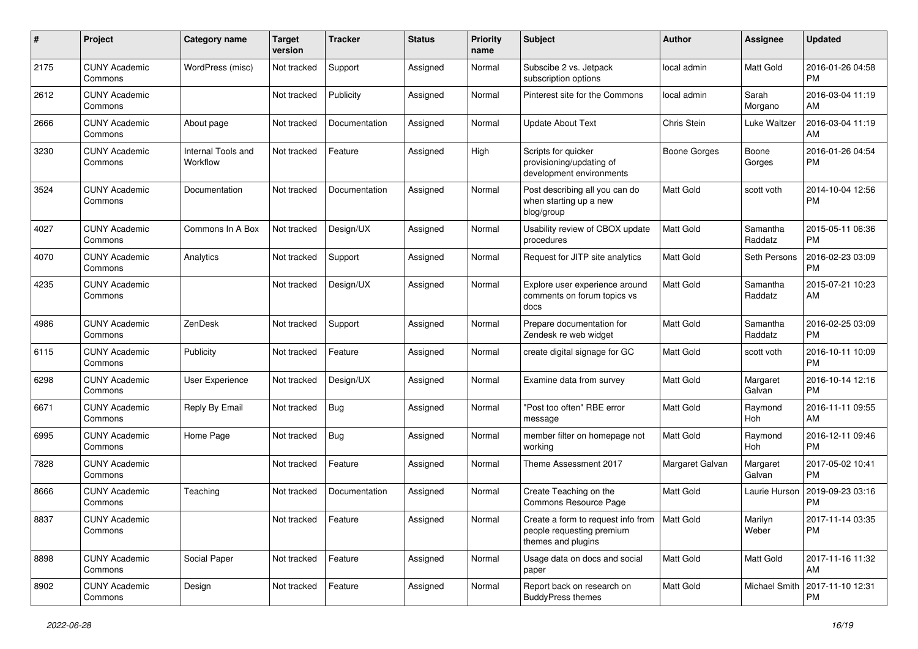| # | Project | Category name | Target version | Tracker | Status | Priority name | Subject | Author | Assignee | Updated |
|---|---|---|---|---|---|---|---|---|---|---|
| 2175 | CUNY Academic Commons | WordPress (misc) | Not tracked | Support | Assigned | Normal | Subscibe 2 vs. Jetpack subscription options | local admin | Matt Gold | 2016-01-26 04:58 PM |
| 2612 | CUNY Academic Commons | | Not tracked | Publicity | Assigned | Normal | Pinterest site for the Commons | local admin | Sarah Morgano | 2016-03-04 11:19 AM |
| 2666 | CUNY Academic Commons | About page | Not tracked | Documentation | Assigned | Normal | Update About Text | Chris Stein | Luke Waltzer | 2016-03-04 11:19 AM |
| 3230 | CUNY Academic Commons | Internal Tools and Workflow | Not tracked | Feature | Assigned | High | Scripts for quicker provisioning/updating of development environments | Boone Gorges | Boone Gorges | 2016-01-26 04:54 PM |
| 3524 | CUNY Academic Commons | Documentation | Not tracked | Documentation | Assigned | Normal | Post describing all you can do when starting up a new blog/group | Matt Gold | scott voth | 2014-10-04 12:56 PM |
| 4027 | CUNY Academic Commons | Commons In A Box | Not tracked | Design/UX | Assigned | Normal | Usability review of CBOX update procedures | Matt Gold | Samantha Raddatz | 2015-05-11 06:36 PM |
| 4070 | CUNY Academic Commons | Analytics | Not tracked | Support | Assigned | Normal | Request for JITP site analytics | Matt Gold | Seth Persons | 2016-02-23 03:09 PM |
| 4235 | CUNY Academic Commons | | Not tracked | Design/UX | Assigned | Normal | Explore user experience around comments on forum topics vs docs | Matt Gold | Samantha Raddatz | 2015-07-21 10:23 AM |
| 4986 | CUNY Academic Commons | ZenDesk | Not tracked | Support | Assigned | Normal | Prepare documentation for Zendesk re web widget | Matt Gold | Samantha Raddatz | 2016-02-25 03:09 PM |
| 6115 | CUNY Academic Commons | Publicity | Not tracked | Feature | Assigned | Normal | create digital signage for GC | Matt Gold | scott voth | 2016-10-11 10:09 PM |
| 6298 | CUNY Academic Commons | User Experience | Not tracked | Design/UX | Assigned | Normal | Examine data from survey | Matt Gold | Margaret Galvan | 2016-10-14 12:16 PM |
| 6671 | CUNY Academic Commons | Reply By Email | Not tracked | Bug | Assigned | Normal | "Post too often" RBE error message | Matt Gold | Raymond Hoh | 2016-11-11 09:55 AM |
| 6995 | CUNY Academic Commons | Home Page | Not tracked | Bug | Assigned | Normal | member filter on homepage not working | Matt Gold | Raymond Hoh | 2016-12-11 09:46 PM |
| 7828 | CUNY Academic Commons | | Not tracked | Feature | Assigned | Normal | Theme Assessment 2017 | Margaret Galvan | Margaret Galvan | 2017-05-02 10:41 PM |
| 8666 | CUNY Academic Commons | Teaching | Not tracked | Documentation | Assigned | Normal | Create Teaching on the Commons Resource Page | Matt Gold | Laurie Hurson | 2019-09-23 03:16 PM |
| 8837 | CUNY Academic Commons | | Not tracked | Feature | Assigned | Normal | Create a form to request info from people requesting premium themes and plugins | Matt Gold | Marilyn Weber | 2017-11-14 03:35 PM |
| 8898 | CUNY Academic Commons | Social Paper | Not tracked | Feature | Assigned | Normal | Usage data on docs and social paper | Matt Gold | Matt Gold | 2017-11-16 11:32 AM |
| 8902 | CUNY Academic Commons | Design | Not tracked | Feature | Assigned | Normal | Report back on research on BuddyPress themes | Matt Gold | Michael Smith | 2017-11-10 12:31 PM |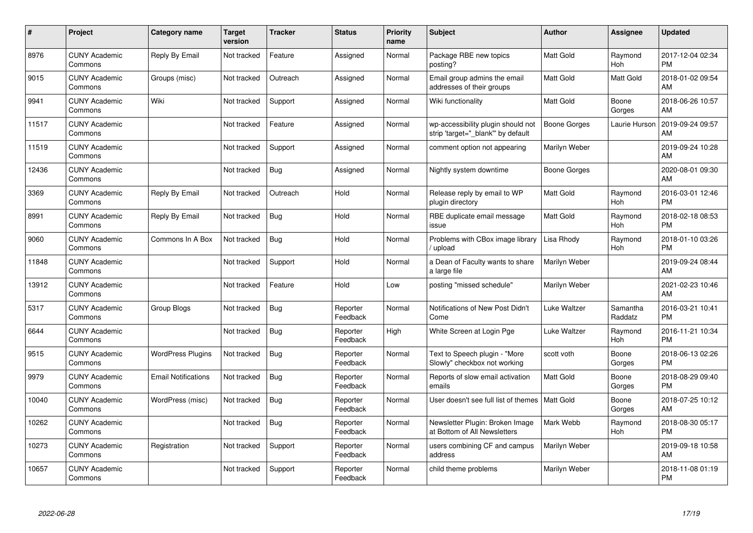| # | Project | Category name | Target version | Tracker | Status | Priority name | Subject | Author | Assignee | Updated |
|---|---|---|---|---|---|---|---|---|---|---|
| 8976 | CUNY Academic Commons | Reply By Email | Not tracked | Feature | Assigned | Normal | Package RBE new topics posting? | Matt Gold | Raymond Hoh | 2017-12-04 02:34 PM |
| 9015 | CUNY Academic Commons | Groups (misc) | Not tracked | Outreach | Assigned | Normal | Email group admins the email addresses of their groups | Matt Gold | Matt Gold | 2018-01-02 09:54 AM |
| 9941 | CUNY Academic Commons | Wiki | Not tracked | Support | Assigned | Normal | Wiki functionality | Matt Gold | Boone Gorges | 2018-06-26 10:57 AM |
| 11517 | CUNY Academic Commons | | Not tracked | Feature | Assigned | Normal | wp-accessibility plugin should not strip 'target="_blank"' by default | Boone Gorges | Laurie Hurson | 2019-09-24 09:57 AM |
| 11519 | CUNY Academic Commons | | Not tracked | Support | Assigned | Normal | comment option not appearing | Marilyn Weber | | 2019-09-24 10:28 AM |
| 12436 | CUNY Academic Commons | | Not tracked | Bug | Assigned | Normal | Nightly system downtime | Boone Gorges | | 2020-08-01 09:30 AM |
| 3369 | CUNY Academic Commons | Reply By Email | Not tracked | Outreach | Hold | Normal | Release reply by email to WP plugin directory | Matt Gold | Raymond Hoh | 2016-03-01 12:46 PM |
| 8991 | CUNY Academic Commons | Reply By Email | Not tracked | Bug | Hold | Normal | RBE duplicate email message issue | Matt Gold | Raymond Hoh | 2018-02-18 08:53 PM |
| 9060 | CUNY Academic Commons | Commons In A Box | Not tracked | Bug | Hold | Normal | Problems with CBox image library / upload | Lisa Rhody | Raymond Hoh | 2018-01-10 03:26 PM |
| 11848 | CUNY Academic Commons | | Not tracked | Support | Hold | Normal | a Dean of Faculty wants to share a large file | Marilyn Weber | | 2019-09-24 08:44 AM |
| 13912 | CUNY Academic Commons | | Not tracked | Feature | Hold | Low | posting "missed schedule" | Marilyn Weber | | 2021-02-23 10:46 AM |
| 5317 | CUNY Academic Commons | Group Blogs | Not tracked | Bug | Reporter Feedback | Normal | Notifications of New Post Didn't Come | Luke Waltzer | Samantha Raddatz | 2016-03-21 10:41 PM |
| 6644 | CUNY Academic Commons | | Not tracked | Bug | Reporter Feedback | High | White Screen at Login Pge | Luke Waltzer | Raymond Hoh | 2016-11-21 10:34 PM |
| 9515 | CUNY Academic Commons | WordPress Plugins | Not tracked | Bug | Reporter Feedback | Normal | Text to Speech plugin - "More Slowly" checkbox not working | scott voth | Boone Gorges | 2018-06-13 02:26 PM |
| 9979 | CUNY Academic Commons | Email Notifications | Not tracked | Bug | Reporter Feedback | Normal | Reports of slow email activation emails | Matt Gold | Boone Gorges | 2018-08-29 09:40 PM |
| 10040 | CUNY Academic Commons | WordPress (misc) | Not tracked | Bug | Reporter Feedback | Normal | User doesn't see full list of themes | Matt Gold | Boone Gorges | 2018-07-25 10:12 AM |
| 10262 | CUNY Academic Commons | | Not tracked | Bug | Reporter Feedback | Normal | Newsletter Plugin: Broken Image at Bottom of All Newsletters | Mark Webb | Raymond Hoh | 2018-08-30 05:17 PM |
| 10273 | CUNY Academic Commons | Registration | Not tracked | Support | Reporter Feedback | Normal | users combining CF and campus address | Marilyn Weber | | 2019-09-18 10:58 AM |
| 10657 | CUNY Academic Commons | | Not tracked | Support | Reporter Feedback | Normal | child theme problems | Marilyn Weber | | 2018-11-08 01:19 PM |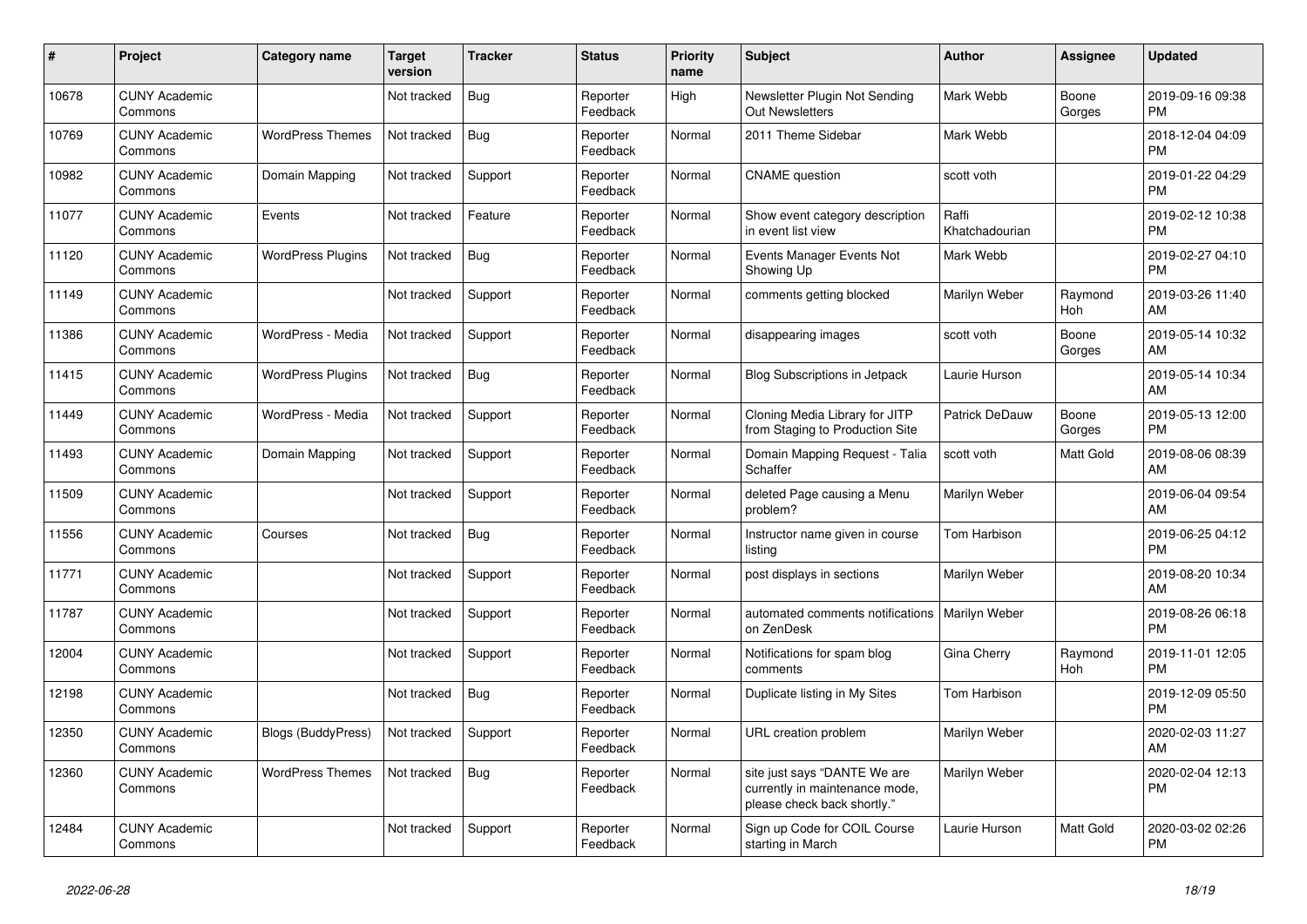| # | Project | Category name | Target version | Tracker | Status | Priority name | Subject | Author | Assignee | Updated |
|---|---|---|---|---|---|---|---|---|---|---|
| 10678 | CUNY Academic Commons | | Not tracked | Bug | Reporter Feedback | High | Newsletter Plugin Not Sending Out Newsletters | Mark Webb | Boone Gorges | 2019-09-16 09:38 PM |
| 10769 | CUNY Academic Commons | WordPress Themes | Not tracked | Bug | Reporter Feedback | Normal | 2011 Theme Sidebar | Mark Webb | | 2018-12-04 04:09 PM |
| 10982 | CUNY Academic Commons | Domain Mapping | Not tracked | Support | Reporter Feedback | Normal | CNAME question | scott voth | | 2019-01-22 04:29 PM |
| 11077 | CUNY Academic Commons | Events | Not tracked | Feature | Reporter Feedback | Normal | Show event category description in event list view | Raffi Khatchadourian | | 2019-02-12 10:38 PM |
| 11120 | CUNY Academic Commons | WordPress Plugins | Not tracked | Bug | Reporter Feedback | Normal | Events Manager Events Not Showing Up | Mark Webb | | 2019-02-27 04:10 PM |
| 11149 | CUNY Academic Commons | | Not tracked | Support | Reporter Feedback | Normal | comments getting blocked | Marilyn Weber | Raymond Hoh | 2019-03-26 11:40 AM |
| 11386 | CUNY Academic Commons | WordPress - Media | Not tracked | Support | Reporter Feedback | Normal | disappearing images | scott voth | Boone Gorges | 2019-05-14 10:32 AM |
| 11415 | CUNY Academic Commons | WordPress Plugins | Not tracked | Bug | Reporter Feedback | Normal | Blog Subscriptions in Jetpack | Laurie Hurson | | 2019-05-14 10:34 AM |
| 11449 | CUNY Academic Commons | WordPress - Media | Not tracked | Support | Reporter Feedback | Normal | Cloning Media Library for JITP from Staging to Production Site | Patrick DeDauw | Boone Gorges | 2019-05-13 12:00 PM |
| 11493 | CUNY Academic Commons | Domain Mapping | Not tracked | Support | Reporter Feedback | Normal | Domain Mapping Request - Talia Schaffer | scott voth | Matt Gold | 2019-08-06 08:39 AM |
| 11509 | CUNY Academic Commons | | Not tracked | Support | Reporter Feedback | Normal | deleted Page causing a Menu problem? | Marilyn Weber | | 2019-06-04 09:54 AM |
| 11556 | CUNY Academic Commons | Courses | Not tracked | Bug | Reporter Feedback | Normal | Instructor name given in course listing | Tom Harbison | | 2019-06-25 04:12 PM |
| 11771 | CUNY Academic Commons | | Not tracked | Support | Reporter Feedback | Normal | post displays in sections | Marilyn Weber | | 2019-08-20 10:34 AM |
| 11787 | CUNY Academic Commons | | Not tracked | Support | Reporter Feedback | Normal | automated comments notifications on ZenDesk | Marilyn Weber | | 2019-08-26 06:18 PM |
| 12004 | CUNY Academic Commons | | Not tracked | Support | Reporter Feedback | Normal | Notifications for spam blog comments | Gina Cherry | Raymond Hoh | 2019-11-01 12:05 PM |
| 12198 | CUNY Academic Commons | | Not tracked | Bug | Reporter Feedback | Normal | Duplicate listing in My Sites | Tom Harbison | | 2019-12-09 05:50 PM |
| 12350 | CUNY Academic Commons | Blogs (BuddyPress) | Not tracked | Support | Reporter Feedback | Normal | URL creation problem | Marilyn Weber | | 2020-02-03 11:27 AM |
| 12360 | CUNY Academic Commons | WordPress Themes | Not tracked | Bug | Reporter Feedback | Normal | site just says "DANTE We are currently in maintenance mode, please check back shortly." | Marilyn Weber | | 2020-02-04 12:13 PM |
| 12484 | CUNY Academic Commons | | Not tracked | Support | Reporter Feedback | Normal | Sign up Code for COIL Course starting in March | Laurie Hurson | Matt Gold | 2020-03-02 02:26 PM |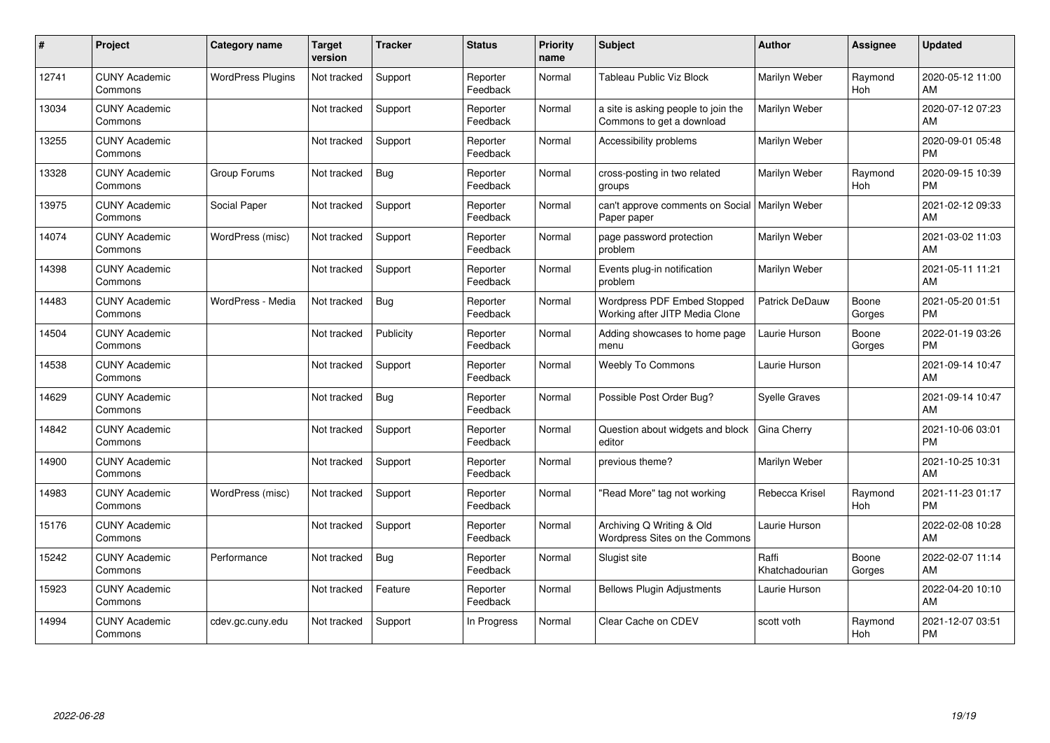| # | Project | Category name | Target version | Tracker | Status | Priority name | Subject | Author | Assignee | Updated |
|---|---|---|---|---|---|---|---|---|---|---|
| 12741 | CUNY Academic Commons | WordPress Plugins | Not tracked | Support | Reporter Feedback | Normal | Tableau Public Viz Block | Marilyn Weber | Raymond Hoh | 2020-05-12 11:00 AM |
| 13034 | CUNY Academic Commons | | Not tracked | Support | Reporter Feedback | Normal | a site is asking people to join the Commons to get a download | Marilyn Weber | | 2020-07-12 07:23 AM |
| 13255 | CUNY Academic Commons | | Not tracked | Support | Reporter Feedback | Normal | Accessibility problems | Marilyn Weber | | 2020-09-01 05:48 PM |
| 13328 | CUNY Academic Commons | Group Forums | Not tracked | Bug | Reporter Feedback | Normal | cross-posting in two related groups | Marilyn Weber | Raymond Hoh | 2020-09-15 10:39 PM |
| 13975 | CUNY Academic Commons | Social Paper | Not tracked | Support | Reporter Feedback | Normal | can't approve comments on Social Paper paper | Marilyn Weber | | 2021-02-12 09:33 AM |
| 14074 | CUNY Academic Commons | WordPress (misc) | Not tracked | Support | Reporter Feedback | Normal | page password protection problem | Marilyn Weber | | 2021-03-02 11:03 AM |
| 14398 | CUNY Academic Commons | | Not tracked | Support | Reporter Feedback | Normal | Events plug-in notification problem | Marilyn Weber | | 2021-05-11 11:21 AM |
| 14483 | CUNY Academic Commons | WordPress - Media | Not tracked | Bug | Reporter Feedback | Normal | Wordpress PDF Embed Stopped Working after JITP Media Clone | Patrick DeDauw | Boone Gorges | 2021-05-20 01:51 PM |
| 14504 | CUNY Academic Commons | | Not tracked | Publicity | Reporter Feedback | Normal | Adding showcases to home page menu | Laurie Hurson | Boone Gorges | 2022-01-19 03:26 PM |
| 14538 | CUNY Academic Commons | | Not tracked | Support | Reporter Feedback | Normal | Weebly To Commons | Laurie Hurson | | 2021-09-14 10:47 AM |
| 14629 | CUNY Academic Commons | | Not tracked | Bug | Reporter Feedback | Normal | Possible Post Order Bug? | Syelle Graves | | 2021-09-14 10:47 AM |
| 14842 | CUNY Academic Commons | | Not tracked | Support | Reporter Feedback | Normal | Question about widgets and block editor | Gina Cherry | | 2021-10-06 03:01 PM |
| 14900 | CUNY Academic Commons | | Not tracked | Support | Reporter Feedback | Normal | previous theme? | Marilyn Weber | | 2021-10-25 10:31 AM |
| 14983 | CUNY Academic Commons | WordPress (misc) | Not tracked | Support | Reporter Feedback | Normal | "Read More" tag not working | Rebecca Krisel | Raymond Hoh | 2021-11-23 01:17 PM |
| 15176 | CUNY Academic Commons | | Not tracked | Support | Reporter Feedback | Normal | Archiving Q Writing & Old Wordpress Sites on the Commons | Laurie Hurson | | 2022-02-08 10:28 AM |
| 15242 | CUNY Academic Commons | Performance | Not tracked | Bug | Reporter Feedback | Normal | Slugist site | Raffi Khatchadourian | Boone Gorges | 2022-02-07 11:14 AM |
| 15923 | CUNY Academic Commons | | Not tracked | Feature | Reporter Feedback | Normal | Bellows Plugin Adjustments | Laurie Hurson | | 2022-04-20 10:10 AM |
| 14994 | CUNY Academic Commons | cdev.gc.cuny.edu | Not tracked | Support | In Progress | Normal | Clear Cache on CDEV | scott voth | Raymond Hoh | 2021-12-07 03:51 PM |